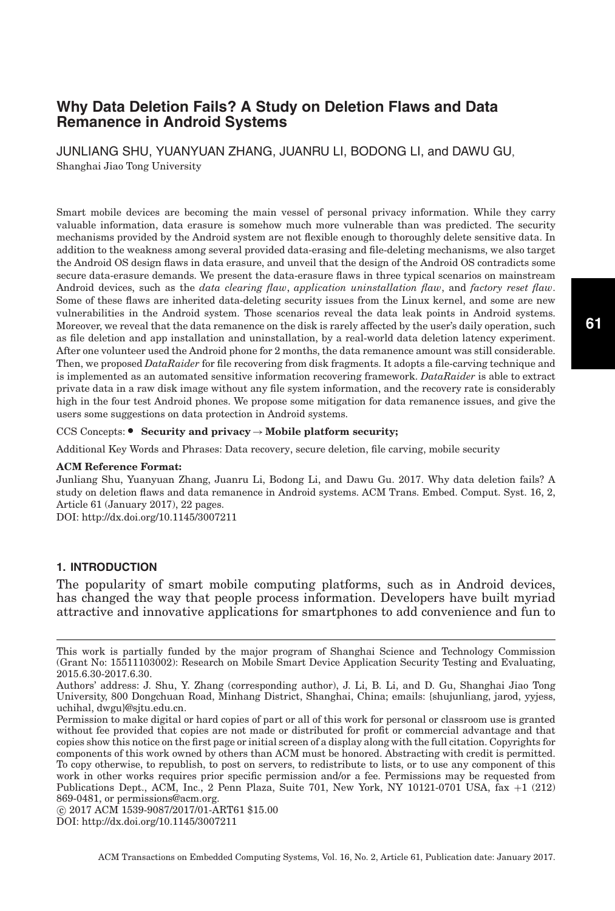# Why Data Deletion Fails? A Study on Deletion Flaws and Data Remanence in Android Systems

JUNLIANG SHU, YUANYUAN ZHANG, JUANRU LI, BODONG LI, and DAWU GU,
Shanghai Jiao Tong University

Smart mobile devices are becoming the main vessel of personal privacy information. While they carry valuable information, data erasure is somehow much more vulnerable than was predicted. The security mechanisms provided by the Android system are not flexible enough to thoroughly delete sensitive data. In addition to the weakness among several provided data-erasing and file-deleting mechanisms, we also target the Android OS design flaws in data erasure, and unveil that the design of the Android OS contradicts some secure data-erasure demands. We present the data-erasure flaws in three typical scenarios on mainstream Android devices, such as the *data clearing flaw*, *application uninstallation flaw*, and *factory reset flaw*. Some of these flaws are inherited data-deleting security issues from the Linux kernel, and some are new vulnerabilities in the Android system. Those scenarios reveal the data leak points in Android systems. Moreover, we reveal that the data remanence on the disk is rarely affected by the user's daily operation, such as file deletion and app installation and uninstallation, by a real-world data deletion latency experiment. After one volunteer used the Android phone for 2 months, the data remanence amount was still considerable. Then, we proposed *DataRaider* for file recovering from disk fragments. It adopts a file-carving technique and is implemented as an automated sensitive information recovering framework. *DataRaider* is able to extract private data in a raw disk image without any file system information, and the recovery rate is considerably high in the four test Android phones. We propose some mitigation for data remanence issues, and give the users some suggestions on data protection in Android systems.

CCS Concepts: • **Security and privacy → Mobile platform security;**

Additional Key Words and Phrases: Data recovery, secure deletion, file carving, mobile security

**ACM Reference Format:**

Junliang Shu, Yuanyuan Zhang, Juanru Li, Bodong Li, and Dawu Gu. 2017. Why data deletion fails? A study on deletion flaws and data remanence in Android systems. ACM Trans. Embed. Comput. Syst. 16, 2, Article 61 (January 2017), 22 pages.
DOI: http://dx.doi.org/10.1145/3007211

## 1. INTRODUCTION

The popularity of smart mobile computing platforms, such as in Android devices, has changed the way that people process information. Developers have built myriad attractive and innovative applications for smartphones to add convenience and fun to

---

This work is partially funded by the major program of Shanghai Science and Technology Commission (Grant No: 15511103002): Research on Mobile Smart Device Application Security Testing and Evaluating, 2015.6.30-2017.6.30.

Authors' address: J. Shu, Y. Zhang (corresponding author), J. Li, B. Li, and D. Gu, Shanghai Jiao Tong University, 800 Dongchuan Road, Minhang District, Shanghai, China; emails: {shujunliang, jarod, yyjess, uchihal, dwgu}@sjtu.edu.cn.

Permission to make digital or hard copies of part or all of this work for personal or classroom use is granted without fee provided that copies are not made or distributed for profit or commercial advantage and that copies show this notice on the first page or initial screen of a display along with the full citation. Copyrights for components of this work owned by others than ACM must be honored. Abstracting with credit is permitted. To copy otherwise, to republish, to post on servers, to redistribute to lists, or to use any component of this work in other works requires prior specific permission and/or a fee. Permissions may be requested from Publications Dept., ACM, Inc., 2 Penn Plaza, Suite 701, New York, NY 10121-0701 USA, fax +1 (212) 869-0481, or permissions@acm.org.

© 2017 ACM 1539-9087/2017/01-ART61 $15.00

DOI: http://dx.doi.org/10.1145/3007211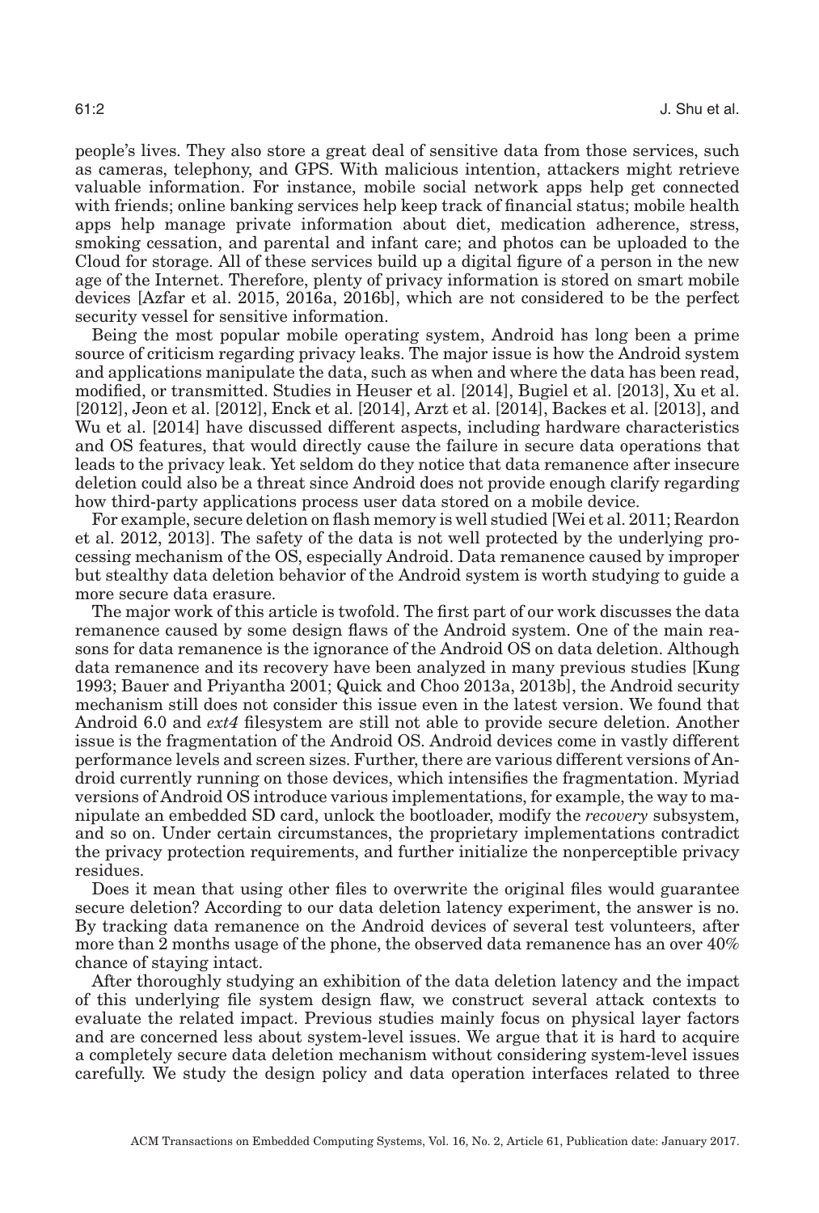people's lives. They also store a great deal of sensitive data from those services, such as cameras, telephony, and GPS. With malicious intention, attackers might retrieve valuable information. For instance, mobile social network apps help get connected with friends; online banking services help keep track of financial status; mobile health apps help manage private information about diet, medication adherence, stress, smoking cessation, and parental and infant care; and photos can be uploaded to the Cloud for storage. All of these services build up a digital figure of a person in the new age of the Internet. Therefore, plenty of privacy information is stored on smart mobile devices [Azfar et al. 2015, 2016a, 2016b], which are not considered to be the perfect security vessel for sensitive information.

Being the most popular mobile operating system, Android has long been a prime source of criticism regarding privacy leaks. The major issue is how the Android system and applications manipulate the data, such as when and where the data has been read, modified, or transmitted. Studies in Heuser et al. [2014], Bugiel et al. [2013], Xu et al. [2012], Jeon et al. [2012], Enck et al. [2014], Arzt et al. [2014], Backes et al. [2013], and Wu et al. [2014] have discussed different aspects, including hardware characteristics and OS features, that would directly cause the failure in secure data operations that leads to the privacy leak. Yet seldom do they notice that data remanence after insecure deletion could also be a threat since Android does not provide enough clarify regarding how third-party applications process user data stored on a mobile device.

For example, secure deletion on flash memory is well studied [Wei et al. 2011; Reardon et al. 2012, 2013]. The safety of the data is not well protected by the underlying processing mechanism of the OS, especially Android. Data remanence caused by improper but stealthy data deletion behavior of the Android system is worth studying to guide a more secure data erasure.

The major work of this article is twofold. The first part of our work discusses the data remanence caused by some design flaws of the Android system. One of the main reasons for data remanence is the ignorance of the Android OS on data deletion. Although data remanence and its recovery have been analyzed in many previous studies [Kung 1993; Bauer and Priyantha 2001; Quick and Choo 2013a, 2013b], the Android security mechanism still does not consider this issue even in the latest version. We found that Android 6.0 and *ext4* filesystem are still not able to provide secure deletion. Another issue is the fragmentation of the Android OS. Android devices come in vastly different performance levels and screen sizes. Further, there are various different versions of Android currently running on those devices, which intensifies the fragmentation. Myriad versions of Android OS introduce various implementations, for example, the way to manipulate an embedded SD card, unlock the bootloader, modify the *recovery* subsystem, and so on. Under certain circumstances, the proprietary implementations contradict the privacy protection requirements, and further initialize the nonperceptible privacy residues.

Does it mean that using other files to overwrite the original files would guarantee secure deletion? According to our data deletion latency experiment, the answer is no. By tracking data remanence on the Android devices of several test volunteers, after more than 2 months usage of the phone, the observed data remanence has an over 40% chance of staying intact.

After thoroughly studying an exhibition of the data deletion latency and the impact of this underlying file system design flaw, we construct several attack contexts to evaluate the related impact. Previous studies mainly focus on physical layer factors and are concerned less about system-level issues. We argue that it is hard to acquire a completely secure data deletion mechanism without considering system-level issues carefully. We study the design policy and data operation interfaces related to three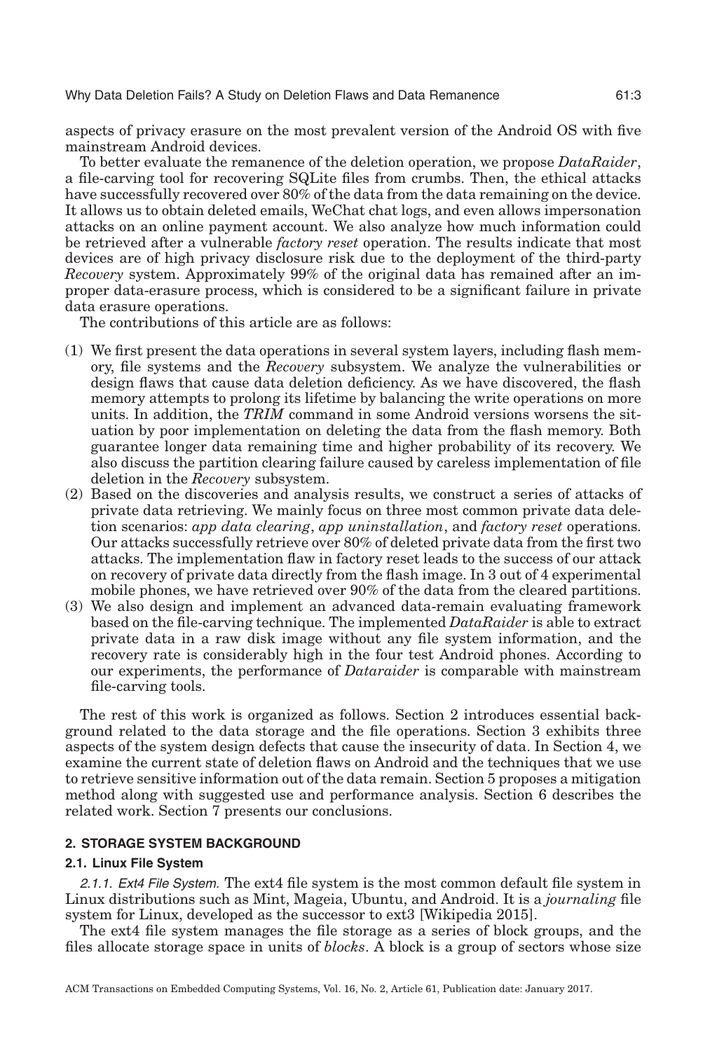aspects of privacy erasure on the most prevalent version of the Android OS with five mainstream Android devices.

To better evaluate the remanence of the deletion operation, we propose *DataRaider*, a file-carving tool for recovering SQLite files from crumbs. Then, the ethical attacks have successfully recovered over 80% of the data from the data remaining on the device. It allows us to obtain deleted emails, WeChat chat logs, and even allows impersonation attacks on an online payment account. We also analyze how much information could be retrieved after a vulnerable *factory reset* operation. The results indicate that most devices are of high privacy disclosure risk due to the deployment of the third-party *Recovery* system. Approximately 99% of the original data has remained after an improper data-erasure process, which is considered to be a significant failure in private data erasure operations.

The contributions of this article are as follows:

(1) We first present the data operations in several system layers, including flash memory, file systems and the *Recovery* subsystem. We analyze the vulnerabilities or design flaws that cause data deletion deficiency. As we have discovered, the flash memory attempts to prolong its lifetime by balancing the write operations on more units. In addition, the *TRIM* command in some Android versions worsens the situation by poor implementation on deleting the data from the flash memory. Both guarantee longer data remaining time and higher probability of its recovery. We also discuss the partition clearing failure caused by careless implementation of file deletion in the *Recovery* subsystem.
(2) Based on the discoveries and analysis results, we construct a series of attacks of private data retrieving. We mainly focus on three most common private data deletion scenarios: *app data clearing*, *app uninstallation*, and *factory reset* operations. Our attacks successfully retrieve over 80% of deleted private data from the first two attacks. The implementation flaw in factory reset leads to the success of our attack on recovery of private data directly from the flash image. In 3 out of 4 experimental mobile phones, we have retrieved over 90% of the data from the cleared partitions.
(3) We also design and implement an advanced data-remain evaluating framework based on the file-carving technique. The implemented *DataRaider* is able to extract private data in a raw disk image without any file system information, and the recovery rate is considerably high in the four test Android phones. According to our experiments, the performance of *Dataraider* is comparable with mainstream file-carving tools.

The rest of this work is organized as follows. Section 2 introduces essential background related to the data storage and the file operations. Section 3 exhibits three aspects of the system design defects that cause the insecurity of data. In Section 4, we examine the current state of deletion flaws on Android and the techniques that we use to retrieve sensitive information out of the data remain. Section 5 proposes a mitigation method along with suggested use and performance analysis. Section 6 describes the related work. Section 7 presents our conclusions.

## 2. STORAGE SYSTEM BACKGROUND

### 2.1. Linux File System

*2.1.1. Ext4 File System.* The ext4 file system is the most common default file system in Linux distributions such as Mint, Mageia, Ubuntu, and Android. It is a *journaling* file system for Linux, developed as the successor to ext3 [Wikipedia 2015].

The ext4 file system manages the file storage as a series of block groups, and the files allocate storage space in units of *blocks*. A block is a group of sectors whose size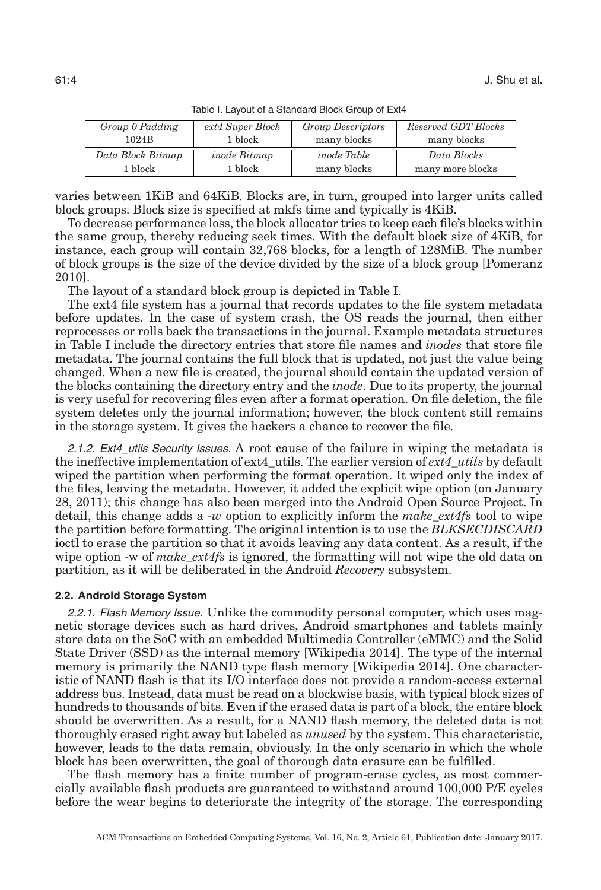Table I. Layout of a Standard Block Group of Ext4

| *Group 0 Padding* | *ext4 Super Block* | *Group Descriptors* | *Reserved GDT Blocks* |
|---|---|---|---|
| 1024B | 1 block | many blocks | many blocks |
| *Data Block Bitmap* | *inode Bitmap* | *inode Table* | *Data Blocks* |
| 1 block | 1 block | many blocks | many more blocks |

varies between 1KiB and 64KiB. Blocks are, in turn, grouped into larger units called block groups. Block size is specified at mkfs time and typically is 4KiB.

To decrease performance loss, the block allocator tries to keep each file's blocks within the same group, thereby reducing seek times. With the default block size of 4KiB, for instance, each group will contain 32,768 blocks, for a length of 128MiB. The number of block groups is the size of the device divided by the size of a block group [Pomeranz 2010].

The layout of a standard block group is depicted in Table I.

The ext4 file system has a journal that records updates to the file system metadata before updates. In the case of system crash, the OS reads the journal, then either reprocesses or rolls back the transactions in the journal. Example metadata structures in Table I include the directory entries that store file names and *inodes* that store file metadata. The journal contains the full block that is updated, not just the value being changed. When a new file is created, the journal should contain the updated version of the blocks containing the directory entry and the *inode*. Due to its property, the journal is very useful for recovering files even after a format operation. On file deletion, the file system deletes only the journal information; however, the block content still remains in the storage system. It gives the hackers a chance to recover the file.

*2.1.2. Ext4_utils Security Issues.* A root cause of the failure in wiping the metadata is the ineffective implementation of ext4_utils. The earlier version of *ext4_utils* by default wiped the partition when performing the format operation. It wiped only the index of the files, leaving the metadata. However, it added the explicit wipe option (on January 28, 2011); this change has also been merged into the Android Open Source Project. In detail, this change adds a *-w* option to explicitly inform the *make_ext4fs* tool to wipe the partition before formatting. The original intention is to use the *BLKSECDISCARD* ioctl to erase the partition so that it avoids leaving any data content. As a result, if the wipe option -w of *make_ext4fs* is ignored, the formatting will not wipe the old data on partition, as it will be deliberated in the Android *Recovery* subsystem.

### 2.2. Android Storage System

*2.2.1. Flash Memory Issue.* Unlike the commodity personal computer, which uses magnetic storage devices such as hard drives, Android smartphones and tablets mainly store data on the SoC with an embedded Multimedia Controller (eMMC) and the Solid State Driver (SSD) as the internal memory [Wikipedia 2014]. The type of the internal memory is primarily the NAND type flash memory [Wikipedia 2014]. One characteristic of NAND flash is that its I/O interface does not provide a random-access external address bus. Instead, data must be read on a blockwise basis, with typical block sizes of hundreds to thousands of bits. Even if the erased data is part of a block, the entire block should be overwritten. As a result, for a NAND flash memory, the deleted data is not thoroughly erased right away but labeled as *unused* by the system. This characteristic, however, leads to the data remain, obviously. In the only scenario in which the whole block has been overwritten, the goal of thorough data erasure can be fulfilled.

The flash memory has a finite number of program-erase cycles, as most commercially available flash products are guaranteed to withstand around 100,000 P/E cycles before the wear begins to deteriorate the integrity of the storage. The corresponding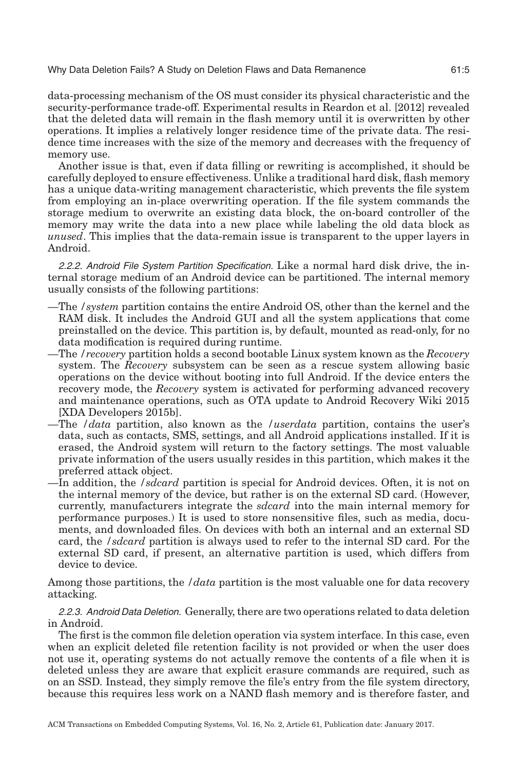data-processing mechanism of the OS must consider its physical characteristic and the security-performance trade-off. Experimental results in Reardon et al. [2012] revealed that the deleted data will remain in the flash memory until it is overwritten by other operations. It implies a relatively longer residence time of the private data. The residence time increases with the size of the memory and decreases with the frequency of memory use.

Another issue is that, even if data filling or rewriting is accomplished, it should be carefully deployed to ensure effectiveness. Unlike a traditional hard disk, flash memory has a unique data-writing management characteristic, which prevents the file system from employing an in-place overwriting operation. If the file system commands the storage medium to overwrite an existing data block, the on-board controller of the memory may write the data into a new place while labeling the old data block as *unused*. This implies that the data-remain issue is transparent to the upper layers in Android.

*2.2.2. Android File System Partition Specification.* Like a normal hard disk drive, the internal storage medium of an Android device can be partitioned. The internal memory usually consists of the following partitions:

—The */system* partition contains the entire Android OS, other than the kernel and the RAM disk. It includes the Android GUI and all the system applications that come preinstalled on the device. This partition is, by default, mounted as read-only, for no data modification is required during runtime.

—The */recovery* partition holds a second bootable Linux system known as the *Recovery* system. The *Recovery* subsystem can be seen as a rescue system allowing basic operations on the device without booting into full Android. If the device enters the recovery mode, the *Recovery* system is activated for performing advanced recovery and maintenance operations, such as OTA update to Android Recovery Wiki 2015 [XDA Developers 2015b].

—The */data* partition, also known as the */userdata* partition, contains the user's data, such as contacts, SMS, settings, and all Android applications installed. If it is erased, the Android system will return to the factory settings. The most valuable private information of the users usually resides in this partition, which makes it the preferred attack object.

—In addition, the */sdcard* partition is special for Android devices. Often, it is not on the internal memory of the device, but rather is on the external SD card. (However, currently, manufacturers integrate the *sdcard* into the main internal memory for performance purposes.) It is used to store nonsensitive files, such as media, documents, and downloaded files. On devices with both an internal and an external SD card, the */sdcard* partition is always used to refer to the internal SD card. For the external SD card, if present, an alternative partition is used, which differs from device to device.

Among those partitions, the */data* partition is the most valuable one for data recovery attacking.

*2.2.3. Android Data Deletion.* Generally, there are two operations related to data deletion in Android.

The first is the common file deletion operation via system interface. In this case, even when an explicit deleted file retention facility is not provided or when the user does not use it, operating systems do not actually remove the contents of a file when it is deleted unless they are aware that explicit erasure commands are required, such as on an SSD. Instead, they simply remove the file's entry from the file system directory, because this requires less work on a NAND flash memory and is therefore faster, and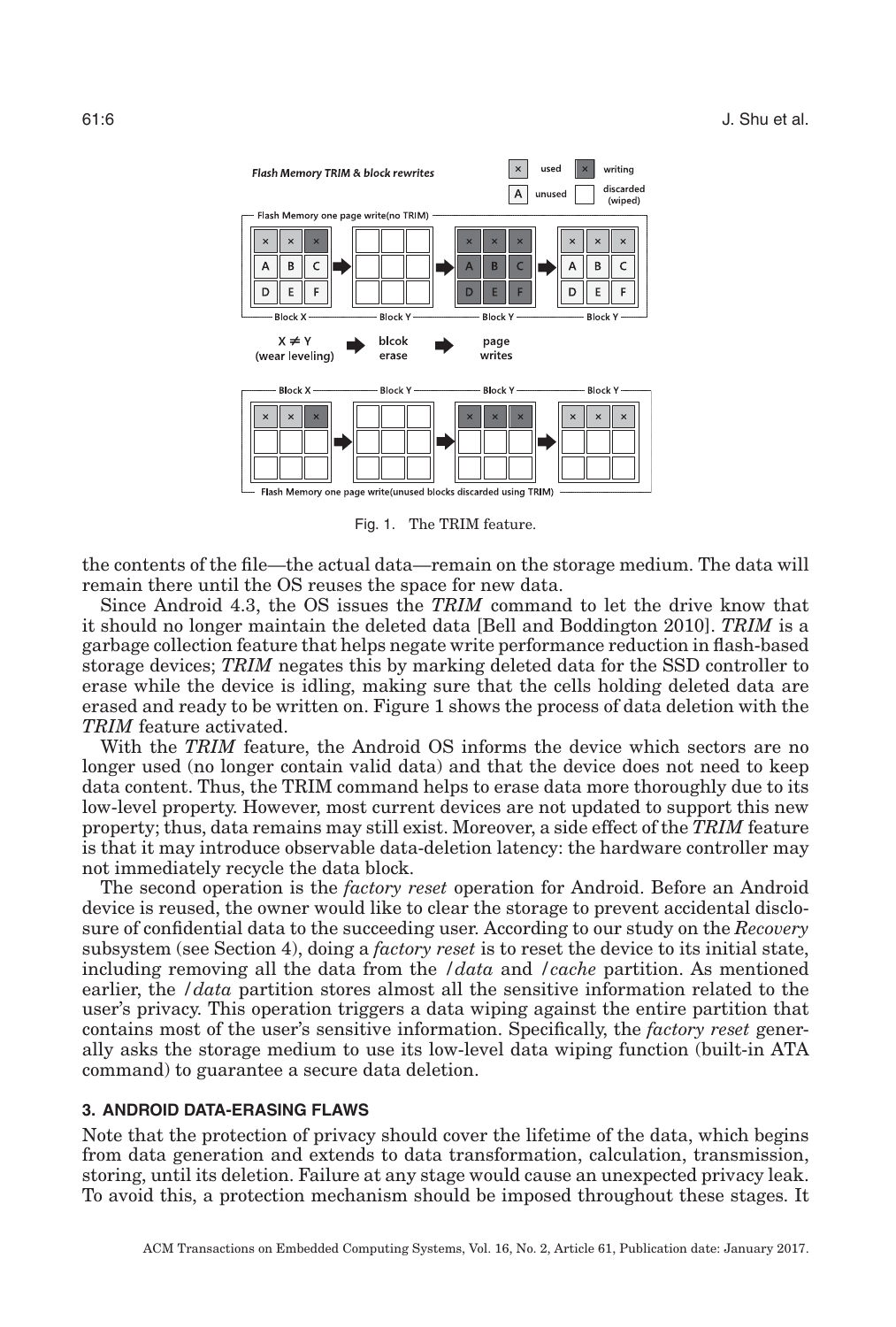Fig. 1. The TRIM feature.

the contents of the file—the actual data—remain on the storage medium. The data will remain there until the OS reuses the space for new data.

Since Android 4.3, the OS issues the *TRIM* command to let the drive know that it should no longer maintain the deleted data [Bell and Boddington 2010]. *TRIM* is a garbage collection feature that helps negate write performance reduction in flash-based storage devices; *TRIM* negates this by marking deleted data for the SSD controller to erase while the device is idling, making sure that the cells holding deleted data are erased and ready to be written on. Figure 1 shows the process of data deletion with the *TRIM* feature activated.

With the *TRIM* feature, the Android OS informs the device which sectors are no longer used (no longer contain valid data) and that the device does not need to keep data content. Thus, the TRIM command helps to erase data more thoroughly due to its low-level property. However, most current devices are not updated to support this new property; thus, data remains may still exist. Moreover, a side effect of the *TRIM* feature is that it may introduce observable data-deletion latency: the hardware controller may not immediately recycle the data block.

The second operation is the *factory reset* operation for Android. Before an Android device is reused, the owner would like to clear the storage to prevent accidental disclosure of confidential data to the succeeding user. According to our study on the *Recovery* subsystem (see Section 4), doing a *factory reset* is to reset the device to its initial state, including removing all the data from the */data* and */cache* partition. As mentioned earlier, the */data* partition stores almost all the sensitive information related to the user's privacy. This operation triggers a data wiping against the entire partition that contains most of the user's sensitive information. Specifically, the *factory reset* generally asks the storage medium to use its low-level data wiping function (built-in ATA command) to guarantee a secure data deletion.

## 3. ANDROID DATA-ERASING FLAWS

Note that the protection of privacy should cover the lifetime of the data, which begins from data generation and extends to data transformation, calculation, transmission, storing, until its deletion. Failure at any stage would cause an unexpected privacy leak. To avoid this, a protection mechanism should be imposed throughout these stages. It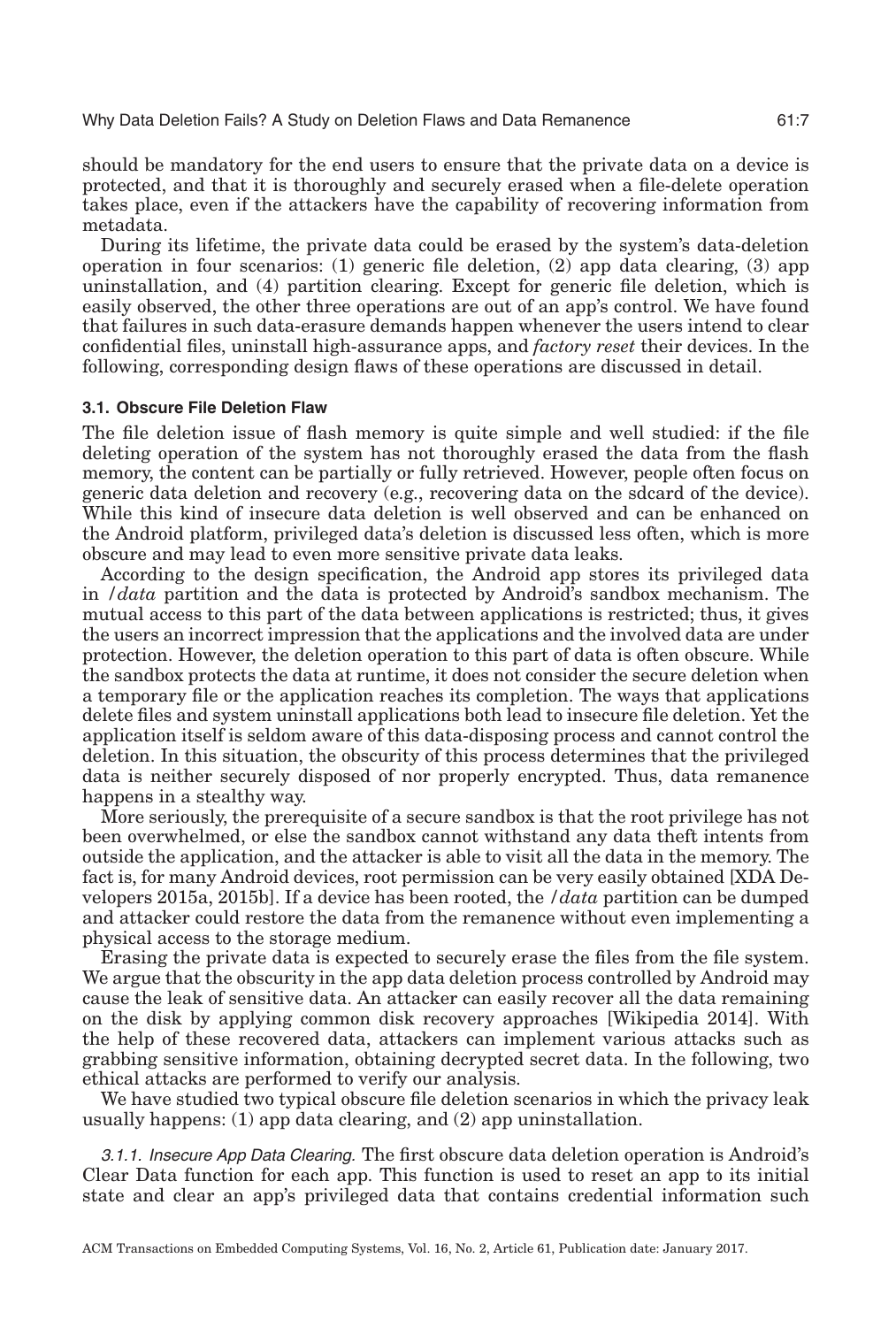should be mandatory for the end users to ensure that the private data on a device is protected, and that it is thoroughly and securely erased when a file-delete operation takes place, even if the attackers have the capability of recovering information from metadata.

During its lifetime, the private data could be erased by the system's data-deletion operation in four scenarios: (1) generic file deletion, (2) app data clearing, (3) app uninstallation, and (4) partition clearing. Except for generic file deletion, which is easily observed, the other three operations are out of an app's control. We have found that failures in such data-erasure demands happen whenever the users intend to clear confidential files, uninstall high-assurance apps, and *factory reset* their devices. In the following, corresponding design flaws of these operations are discussed in detail.

### 3.1. Obscure File Deletion Flaw

The file deletion issue of flash memory is quite simple and well studied: if the file deleting operation of the system has not thoroughly erased the data from the flash memory, the content can be partially or fully retrieved. However, people often focus on generic data deletion and recovery (e.g., recovering data on the sdcard of the device). While this kind of insecure data deletion is well observed and can be enhanced on the Android platform, privileged data's deletion is discussed less often, which is more obscure and may lead to even more sensitive private data leaks.

According to the design specification, the Android app stores its privileged data in */data* partition and the data is protected by Android's sandbox mechanism. The mutual access to this part of the data between applications is restricted; thus, it gives the users an incorrect impression that the applications and the involved data are under protection. However, the deletion operation to this part of data is often obscure. While the sandbox protects the data at runtime, it does not consider the secure deletion when a temporary file or the application reaches its completion. The ways that applications delete files and system uninstall applications both lead to insecure file deletion. Yet the application itself is seldom aware of this data-disposing process and cannot control the deletion. In this situation, the obscurity of this process determines that the privileged data is neither securely disposed of nor properly encrypted. Thus, data remanence happens in a stealthy way.

More seriously, the prerequisite of a secure sandbox is that the root privilege has not been overwhelmed, or else the sandbox cannot withstand any data theft intents from outside the application, and the attacker is able to visit all the data in the memory. The fact is, for many Android devices, root permission can be very easily obtained [XDA Developers 2015a, 2015b]. If a device has been rooted, the */data* partition can be dumped and attacker could restore the data from the remanence without even implementing a physical access to the storage medium.

Erasing the private data is expected to securely erase the files from the file system. We argue that the obscurity in the app data deletion process controlled by Android may cause the leak of sensitive data. An attacker can easily recover all the data remaining on the disk by applying common disk recovery approaches [Wikipedia 2014]. With the help of these recovered data, attackers can implement various attacks such as grabbing sensitive information, obtaining decrypted secret data. In the following, two ethical attacks are performed to verify our analysis.

We have studied two typical obscure file deletion scenarios in which the privacy leak usually happens: (1) app data clearing, and (2) app uninstallation.

*3.1.1. Insecure App Data Clearing.* The first obscure data deletion operation is Android's Clear Data function for each app. This function is used to reset an app to its initial state and clear an app's privileged data that contains credential information such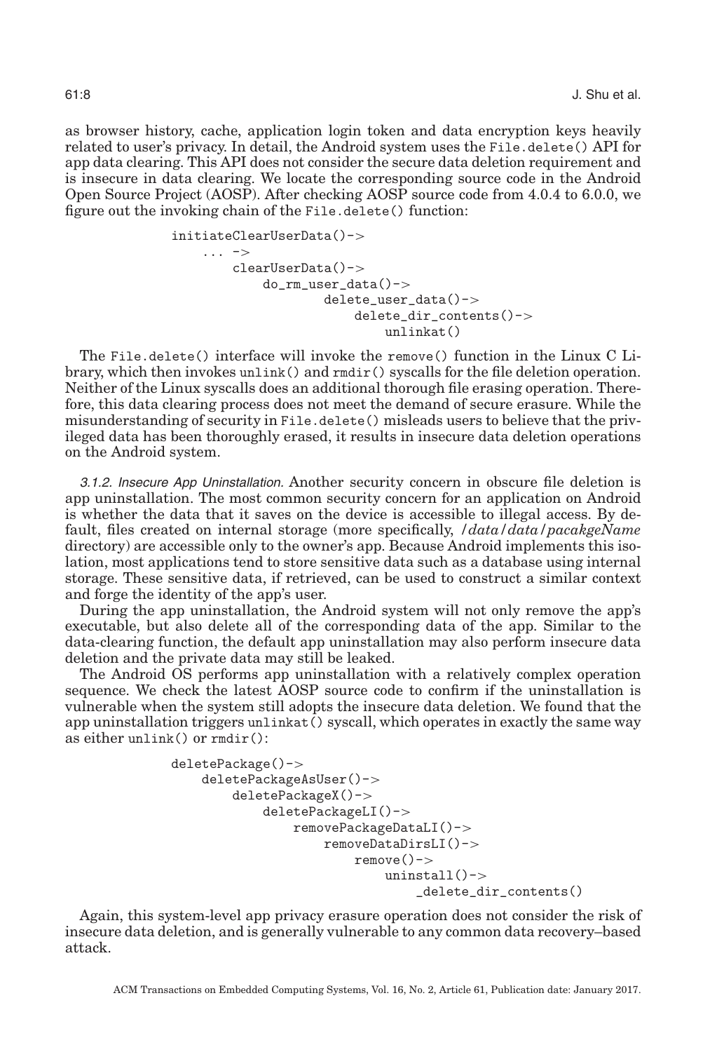as browser history, cache, application login token and data encryption keys heavily related to user's privacy. In detail, the Android system uses the `File.delete()` API for app data clearing. This API does not consider the secure data deletion requirement and is insecure in data clearing. We locate the corresponding source code in the Android Open Source Project (AOSP). After checking AOSP source code from 4.0.4 to 6.0.0, we figure out the invoking chain of the `File.delete()` function:

```
initiateClearUserData()->
    ... ->
        clearUserData()->
            do_rm_user_data()->
                    delete_user_data()->
                        delete_dir_contents()->
                            unlinkat()
```

The `File.delete()` interface will invoke the `remove()` function in the Linux C Library, which then invokes `unlink()` and `rmdir()` syscalls for the file deletion operation. Neither of the Linux syscalls does an additional thorough file erasing operation. Therefore, this data clearing process does not meet the demand of secure erasure. While the misunderstanding of security in `File.delete()` misleads users to believe that the privileged data has been thoroughly erased, it results in insecure data deletion operations on the Android system.

*3.1.2. Insecure App Uninstallation.* Another security concern in obscure file deletion is app uninstallation. The most common security concern for an application on Android is whether the data that it saves on the device is accessible to illegal access. By default, files created on internal storage (more specifically, */data/data/pacakgeName* directory) are accessible only to the owner's app. Because Android implements this isolation, most applications tend to store sensitive data such as a database using internal storage. These sensitive data, if retrieved, can be used to construct a similar context and forge the identity of the app's user.

During the app uninstallation, the Android system will not only remove the app's executable, but also delete all of the corresponding data of the app. Similar to the data-clearing function, the default app uninstallation may also perform insecure data deletion and the private data may still be leaked.

The Android OS performs app uninstallation with a relatively complex operation sequence. We check the latest AOSP source code to confirm if the uninstallation is vulnerable when the system still adopts the insecure data deletion. We found that the app uninstallation triggers `unlinkat()` syscall, which operates in exactly the same way as either `unlink()` or `rmdir()`:

```
deletePackage()->
    deletePackageAsUser()->
        deletePackageX()->
            deletePackageLI()->
                removePackageDataLI()->
                    removeDataDirsLI()->
                        remove()->
                            uninstall()->
                                _delete_dir_contents()
```

Again, this system-level app privacy erasure operation does not consider the risk of insecure data deletion, and is generally vulnerable to any common data recovery–based attack.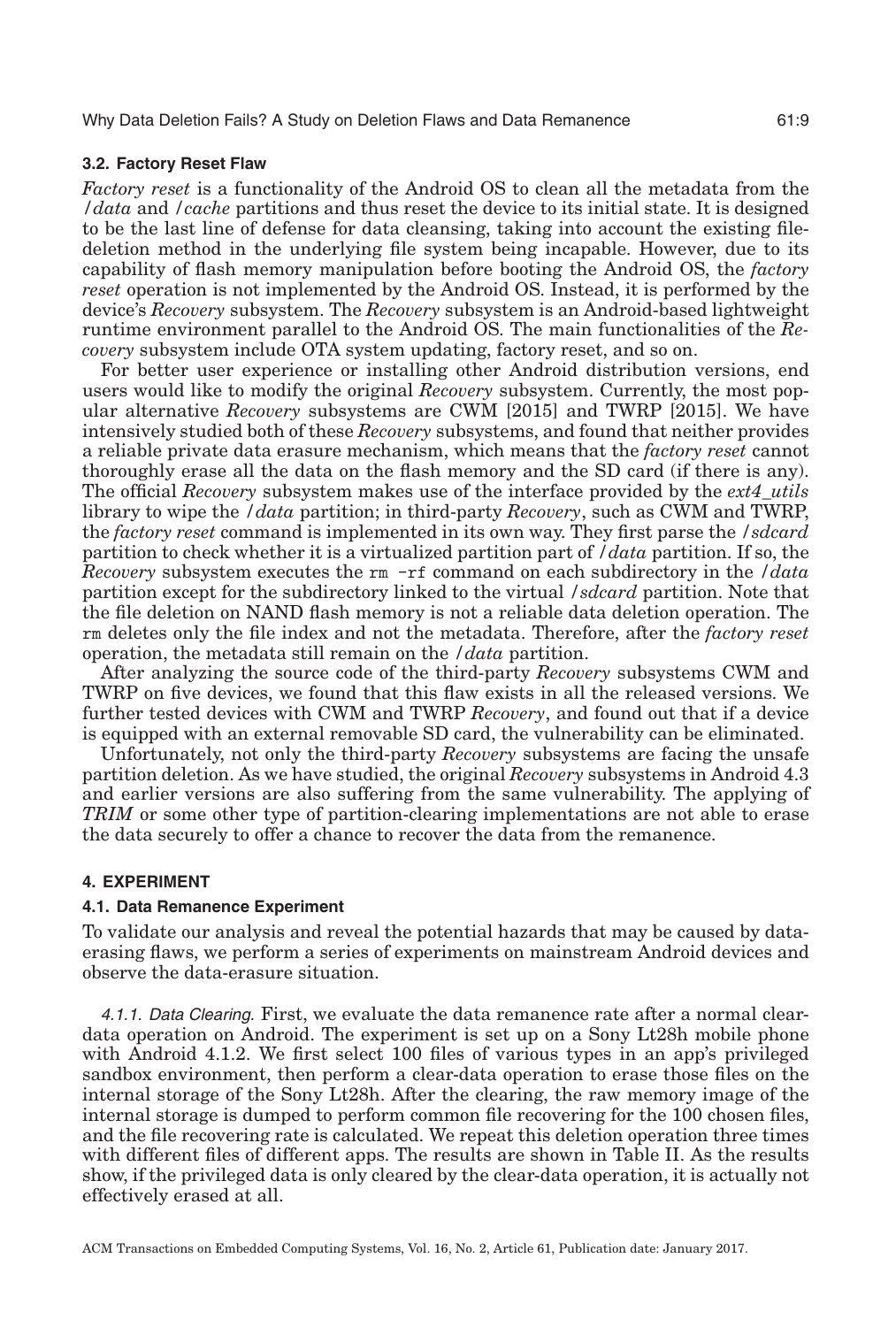### 3.2. Factory Reset Flaw

*Factory reset* is a functionality of the Android OS to clean all the metadata from the */data* and */cache* partitions and thus reset the device to its initial state. It is designed to be the last line of defense for data cleansing, taking into account the existing file-deletion method in the underlying file system being incapable. However, due to its capability of flash memory manipulation before booting the Android OS, the *factory reset* operation is not implemented by the Android OS. Instead, it is performed by the device's *Recovery* subsystem. The *Recovery* subsystem is an Android-based lightweight runtime environment parallel to the Android OS. The main functionalities of the *Recovery* subsystem include OTA system updating, factory reset, and so on.

For better user experience or installing other Android distribution versions, end users would like to modify the original *Recovery* subsystem. Currently, the most popular alternative *Recovery* subsystems are CWM [2015] and TWRP [2015]. We have intensively studied both of these *Recovery* subsystems, and found that neither provides a reliable private data erasure mechanism, which means that the *factory reset* cannot thoroughly erase all the data on the flash memory and the SD card (if there is any). The official *Recovery* subsystem makes use of the interface provided by the *ext4_utils* library to wipe the */data* partition; in third-party *Recovery*, such as CWM and TWRP, the *factory reset* command is implemented in its own way. They first parse the */sdcard* partition to check whether it is a virtualized partition part of */data* partition. If so, the *Recovery* subsystem executes the `rm -rf` command on each subdirectory in the */data* partition except for the subdirectory linked to the virtual */sdcard* partition. Note that the file deletion on NAND flash memory is not a reliable data deletion operation. The `rm` deletes only the file index and not the metadata. Therefore, after the *factory reset* operation, the metadata still remain on the */data* partition.

After analyzing the source code of the third-party *Recovery* subsystems CWM and TWRP on five devices, we found that this flaw exists in all the released versions. We further tested devices with CWM and TWRP *Recovery*, and found out that if a device is equipped with an external removable SD card, the vulnerability can be eliminated.

Unfortunately, not only the third-party *Recovery* subsystems are facing the unsafe partition deletion. As we have studied, the original *Recovery* subsystems in Android 4.3 and earlier versions are also suffering from the same vulnerability. The applying of *TRIM* or some other type of partition-clearing implementations are not able to erase the data securely to offer a chance to recover the data from the remanence.

## 4. EXPERIMENT

### 4.1. Data Remanence Experiment

To validate our analysis and reveal the potential hazards that may be caused by data-erasing flaws, we perform a series of experiments on mainstream Android devices and observe the data-erasure situation.

*4.1.1. Data Clearing.* First, we evaluate the data remanence rate after a normal clear-data operation on Android. The experiment is set up on a Sony Lt28h mobile phone with Android 4.1.2. We first select 100 files of various types in an app's privileged sandbox environment, then perform a clear-data operation to erase those files on the internal storage of the Sony Lt28h. After the clearing, the raw memory image of the internal storage is dumped to perform common file recovering for the 100 chosen files, and the file recovering rate is calculated. We repeat this deletion operation three times with different files of different apps. The results are shown in Table II. As the results show, if the privileged data is only cleared by the clear-data operation, it is actually not effectively erased at all.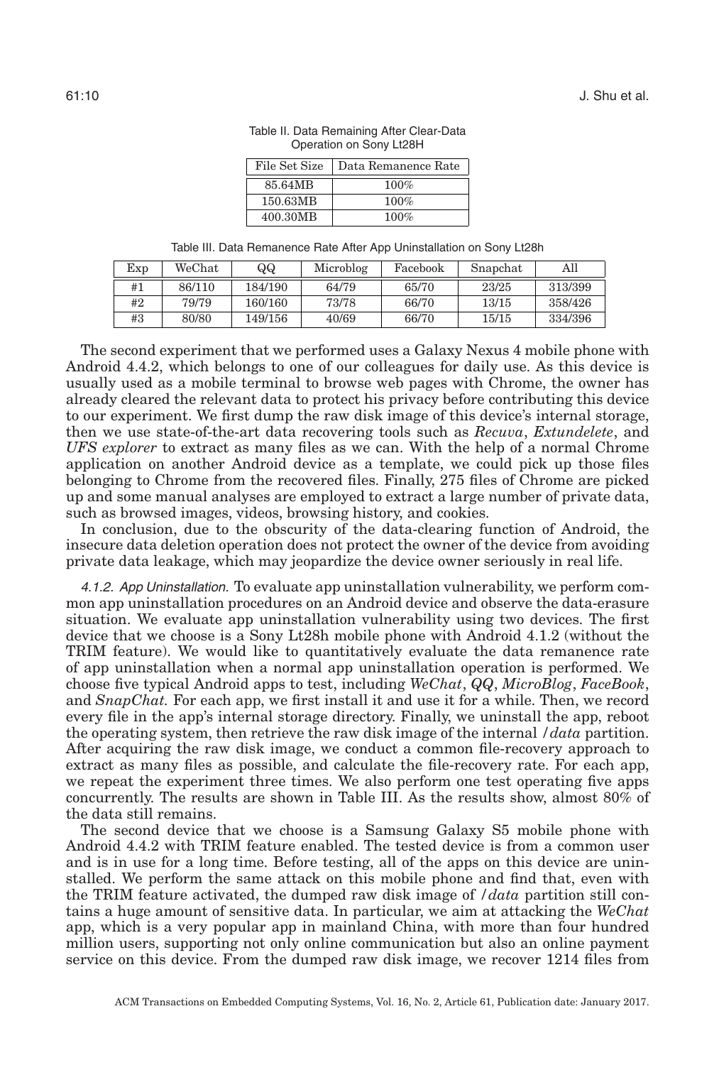Table II. Data Remaining After Clear-Data Operation on Sony Lt28H

| File Set Size | Data Remanence Rate |
|---|---|
| 85.64MB | 100% |
| 150.63MB | 100% |
| 400.30MB | 100% |

Table III. Data Remanence Rate After App Uninstallation on Sony Lt28h

| Exp | WeChat | QQ | Microblog | Facebook | Snapchat | All |
|---|---|---|---|---|---|---|
| #1 | 86/110 | 184/190 | 64/79 | 65/70 | 23/25 | 313/399 |
| #2 | 79/79 | 160/160 | 73/78 | 66/70 | 13/15 | 358/426 |
| #3 | 80/80 | 149/156 | 40/69 | 66/70 | 15/15 | 334/396 |

The second experiment that we performed uses a Galaxy Nexus 4 mobile phone with Android 4.4.2, which belongs to one of our colleagues for daily use. As this device is usually used as a mobile terminal to browse web pages with Chrome, the owner has already cleared the relevant data to protect his privacy before contributing this device to our experiment. We first dump the raw disk image of this device's internal storage, then we use state-of-the-art data recovering tools such as *Recuva*, *Extundelete*, and *UFS explorer* to extract as many files as we can. With the help of a normal Chrome application on another Android device as a template, we could pick up those files belonging to Chrome from the recovered files. Finally, 275 files of Chrome are picked up and some manual analyses are employed to extract a large number of private data, such as browsed images, videos, browsing history, and cookies.

In conclusion, due to the obscurity of the data-clearing function of Android, the insecure data deletion operation does not protect the owner of the device from avoiding private data leakage, which may jeopardize the device owner seriously in real life.

#### 4.1.2. App Uninstallation.

To evaluate app uninstallation vulnerability, we perform common app uninstallation procedures on an Android device and observe the data-erasure situation. We evaluate app uninstallation vulnerability using two devices. The first device that we choose is a Sony Lt28h mobile phone with Android 4.1.2 (without the TRIM feature). We would like to quantitatively evaluate the data remanence rate of app uninstallation when a normal app uninstallation operation is performed. We choose five typical Android apps to test, including *WeChat*, *QQ*, *MicroBlog*, *FaceBook*, and *SnapChat*. For each app, we first install it and use it for a while. Then, we record every file in the app's internal storage directory. Finally, we uninstall the app, reboot the operating system, then retrieve the raw disk image of the internal */data* partition. After acquiring the raw disk image, we conduct a common file-recovery approach to extract as many files as possible, and calculate the file-recovery rate. For each app, we repeat the experiment three times. We also perform one test operating five apps concurrently. The results are shown in Table III. As the results show, almost 80% of the data still remains.

The second device that we choose is a Samsung Galaxy S5 mobile phone with Android 4.4.2 with TRIM feature enabled. The tested device is from a common user and is in use for a long time. Before testing, all of the apps on this device are uninstalled. We perform the same attack on this mobile phone and find that, even with the TRIM feature activated, the dumped raw disk image of */data* partition still contains a huge amount of sensitive data. In particular, we aim at attacking the *WeChat* app, which is a very popular app in mainland China, with more than four hundred million users, supporting not only online communication but also an online payment service on this device. From the dumped raw disk image, we recover 1214 files from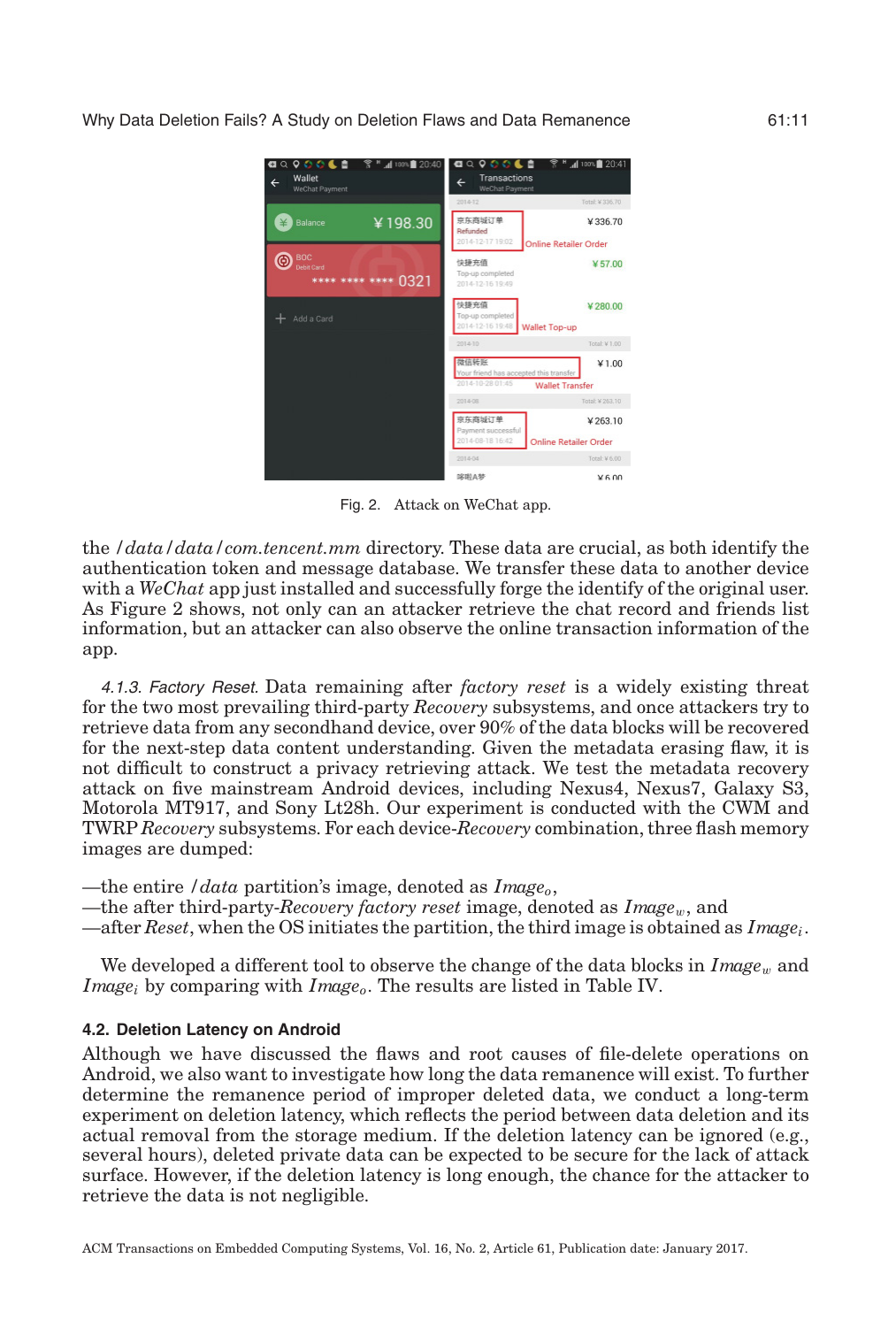Fig. 2. Attack on WeChat app.

the */data/data/com.tencent.mm* directory. These data are crucial, as both identify the authentication token and message database. We transfer these data to another device with a *WeChat* app just installed and successfully forge the identify of the original user. As Figure 2 shows, not only can an attacker retrieve the chat record and friends list information, but an attacker can also observe the online transaction information of the app.

*4.1.3. Factory Reset.* Data remaining after *factory reset* is a widely existing threat for the two most prevailing third-party *Recovery* subsystems, and once attackers try to retrieve data from any secondhand device, over 90% of the data blocks will be recovered for the next-step data content understanding. Given the metadata erasing flaw, it is not difficult to construct a privacy retrieving attack. We test the metadata recovery attack on five mainstream Android devices, including Nexus4, Nexus7, Galaxy S3, Motorola MT917, and Sony Lt28h. Our experiment is conducted with the CWM and TWRP *Recovery* subsystems. For each device-*Recovery* combination, three flash memory images are dumped:

—the entire */data* partition's image, denoted as $Image_o$,
—the after third-party-*Recovery factory reset* image, denoted as $Image_w$, and
—after *Reset*, when the OS initiates the partition, the third image is obtained as $Image_i$.

We developed a different tool to observe the change of the data blocks in $Image_w$ and $Image_i$ by comparing with $Image_o$. The results are listed in Table IV.

### 4.2. Deletion Latency on Android

Although we have discussed the flaws and root causes of file-delete operations on Android, we also want to investigate how long the data remanence will exist. To further determine the remanence period of improper deleted data, we conduct a long-term experiment on deletion latency, which reflects the period between data deletion and its actual removal from the storage medium. If the deletion latency can be ignored (e.g., several hours), deleted private data can be expected to be secure for the lack of attack surface. However, if the deletion latency is long enough, the chance for the attacker to retrieve the data is not negligible.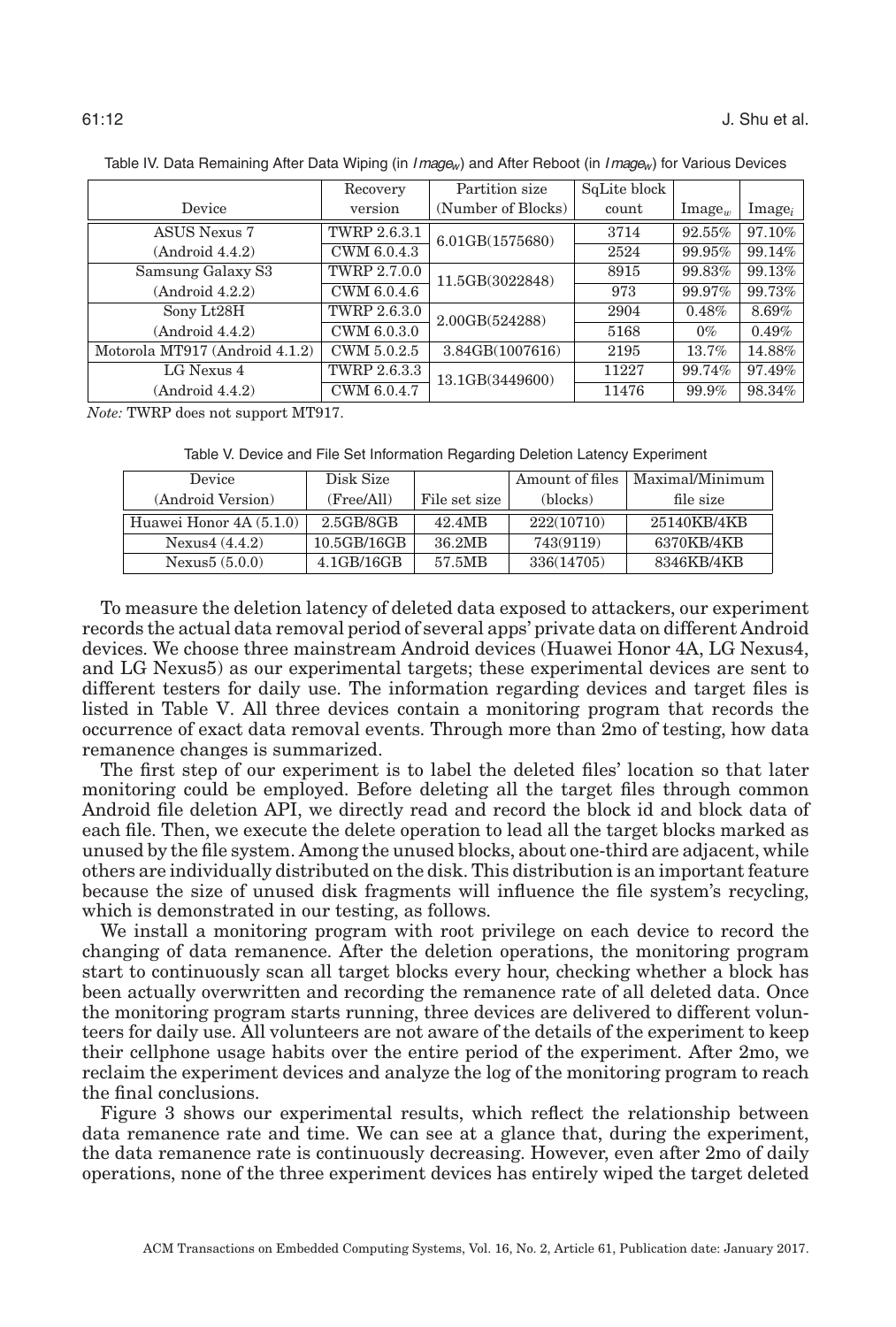Table IV. Data Remaining After Data Wiping (in $Image_w$) and After Reboot (in $Image_w$) for Various Devices

| Device | Recovery version | Partition size (Number of Blocks) | SqLite block count | $\text{Image}_w$ | $\text{Image}_i$ |
|---|---|---|---|---|---|
| ASUS Nexus 7 (Android 4.4.2) | TWRP 2.6.3.1 | 6.01GB(1575680) | 3714 | 92.55% | 97.10% |
| | CWM 6.0.4.3 | | 2524 | 99.95% | 99.14% |
| Samsung Galaxy S3 (Android 4.2.2) | TWRP 2.7.0.0 | 11.5GB(3022848) | 8915 | 99.83% | 99.13% |
| | CWM 6.0.4.6 | | 973 | 99.97% | 99.73% |
| Sony Lt28H (Android 4.4.2) | TWRP 2.6.3.0 | 2.00GB(524288) | 2904 | 0.48% | 8.69% |
| | CWM 6.0.3.0 | | 5168 | 0% | 0.49% |
| Motorola MT917 (Android 4.1.2) | CWM 5.0.2.5 | 3.84GB(1007616) | 2195 | 13.7% | 14.88% |
| LG Nexus 4 (Android 4.4.2) | TWRP 2.6.3.3 | 13.1GB(3449600) | 11227 | 99.74% | 97.49% |
| | CWM 6.0.4.7 | | 11476 | 99.9% | 98.34% |

*Note:* TWRP does not support MT917.

Table V. Device and File Set Information Regarding Deletion Latency Experiment

| Device (Android Version) | Disk Size (Free/All) | File set size | Amount of files (blocks) | Maximal/Minimum file size |
|---|---|---|---|---|
| Huawei Honor 4A (5.1.0) | 2.5GB/8GB | 42.4MB | 222(10710) | 25140KB/4KB |
| Nexus4 (4.4.2) | 10.5GB/16GB | 36.2MB | 743(9119) | 6370KB/4KB |
| Nexus5 (5.0.0) | 4.1GB/16GB | 57.5MB | 336(14705) | 8346KB/4KB |

To measure the deletion latency of deleted data exposed to attackers, our experiment records the actual data removal period of several apps' private data on different Android devices. We choose three mainstream Android devices (Huawei Honor 4A, LG Nexus4, and LG Nexus5) as our experimental targets; these experimental devices are sent to different testers for daily use. The information regarding devices and target files is listed in Table V. All three devices contain a monitoring program that records the occurrence of exact data removal events. Through more than 2mo of testing, how data remanence changes is summarized.

The first step of our experiment is to label the deleted files' location so that later monitoring could be employed. Before deleting all the target files through common Android file deletion API, we directly read and record the block id and block data of each file. Then, we execute the delete operation to lead all the target blocks marked as unused by the file system. Among the unused blocks, about one-third are adjacent, while others are individually distributed on the disk. This distribution is an important feature because the size of unused disk fragments will influence the file system's recycling, which is demonstrated in our testing, as follows.

We install a monitoring program with root privilege on each device to record the changing of data remanence. After the deletion operations, the monitoring program start to continuously scan all target blocks every hour, checking whether a block has been actually overwritten and recording the remanence rate of all deleted data. Once the monitoring program starts running, three devices are delivered to different volunteers for daily use. All volunteers are not aware of the details of the experiment to keep their cellphone usage habits over the entire period of the experiment. After 2mo, we reclaim the experiment devices and analyze the log of the monitoring program to reach the final conclusions.

Figure 3 shows our experimental results, which reflect the relationship between data remanence rate and time. We can see at a glance that, during the experiment, the data remanence rate is continuously decreasing. However, even after 2mo of daily operations, none of the three experiment devices has entirely wiped the target deleted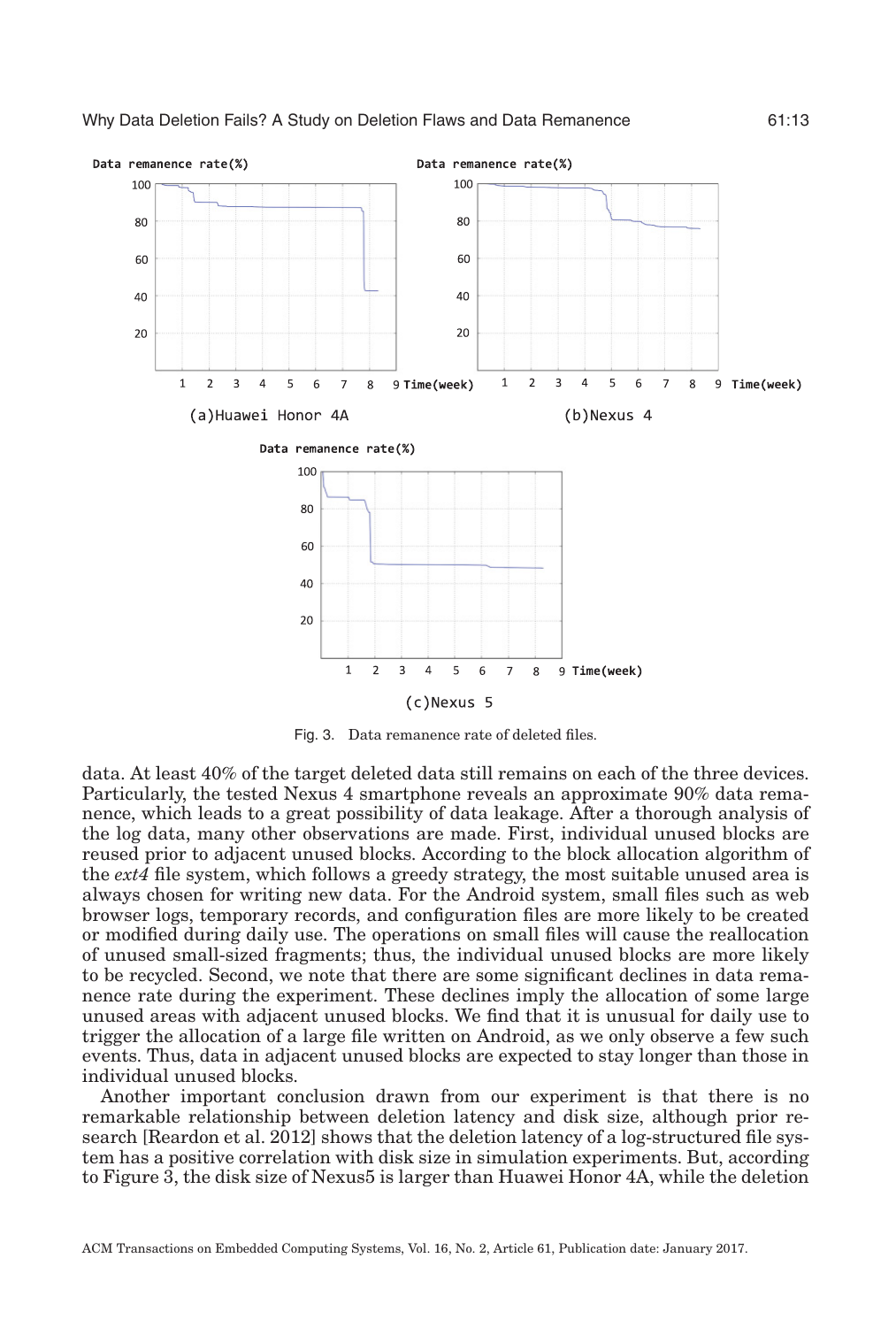Fig. 3. Data remanence rate of deleted files.

data. At least 40% of the target deleted data still remains on each of the three devices. Particularly, the tested Nexus 4 smartphone reveals an approximate 90% data remanence, which leads to a great possibility of data leakage. After a thorough analysis of the log data, many other observations are made. First, individual unused blocks are reused prior to adjacent unused blocks. According to the block allocation algorithm of the *ext4* file system, which follows a greedy strategy, the most suitable unused area is always chosen for writing new data. For the Android system, small files such as web browser logs, temporary records, and configuration files are more likely to be created or modified during daily use. The operations on small files will cause the reallocation of unused small-sized fragments; thus, the individual unused blocks are more likely to be recycled. Second, we note that there are some significant declines in data remanence rate during the experiment. These declines imply the allocation of some large unused areas with adjacent unused blocks. We find that it is unusual for daily use to trigger the allocation of a large file written on Android, as we only observe a few such events. Thus, data in adjacent unused blocks are expected to stay longer than those in individual unused blocks.

Another important conclusion drawn from our experiment is that there is no remarkable relationship between deletion latency and disk size, although prior research [Reardon et al. 2012] shows that the deletion latency of a log-structured file system has a positive correlation with disk size in simulation experiments. But, according to Figure 3, the disk size of Nexus5 is larger than Huawei Honor 4A, while the deletion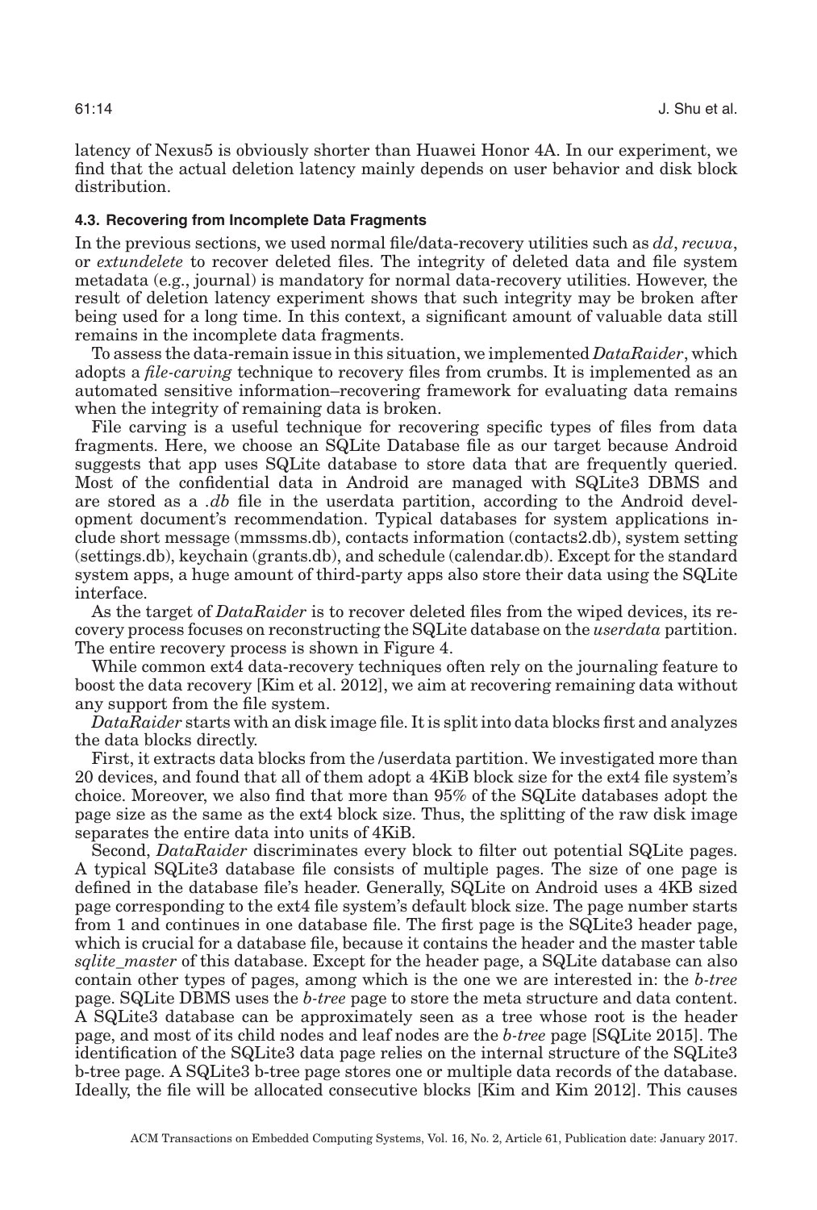latency of Nexus5 is obviously shorter than Huawei Honor 4A. In our experiment, we find that the actual deletion latency mainly depends on user behavior and disk block distribution.

### 4.3. Recovering from Incomplete Data Fragments

In the previous sections, we used normal file/data-recovery utilities such as *dd*, *recuva*, or *extundelete* to recover deleted files. The integrity of deleted data and file system metadata (e.g., journal) is mandatory for normal data-recovery utilities. However, the result of deletion latency experiment shows that such integrity may be broken after being used for a long time. In this context, a significant amount of valuable data still remains in the incomplete data fragments.

To assess the data-remain issue in this situation, we implemented *DataRaider*, which adopts a *file-carving* technique to recovery files from crumbs. It is implemented as an automated sensitive information–recovering framework for evaluating data remains when the integrity of remaining data is broken.

File carving is a useful technique for recovering specific types of files from data fragments. Here, we choose an SQLite Database file as our target because Android suggests that app uses SQLite database to store data that are frequently queried. Most of the confidential data in Android are managed with SQLite3 DBMS and are stored as a *.db* file in the userdata partition, according to the Android development document's recommendation. Typical databases for system applications include short message (mmssms.db), contacts information (contacts2.db), system setting (settings.db), keychain (grants.db), and schedule (calendar.db). Except for the standard system apps, a huge amount of third-party apps also store their data using the SQLite interface.

As the target of *DataRaider* is to recover deleted files from the wiped devices, its recovery process focuses on reconstructing the SQLite database on the *userdata* partition. The entire recovery process is shown in Figure 4.

While common ext4 data-recovery techniques often rely on the journaling feature to boost the data recovery [Kim et al. 2012], we aim at recovering remaining data without any support from the file system.

*DataRaider* starts with an disk image file. It is split into data blocks first and analyzes the data blocks directly.

First, it extracts data blocks from the /userdata partition. We investigated more than 20 devices, and found that all of them adopt a 4KiB block size for the ext4 file system's choice. Moreover, we also find that more than 95% of the SQLite databases adopt the page size as the same as the ext4 block size. Thus, the splitting of the raw disk image separates the entire data into units of 4KiB.

Second, *DataRaider* discriminates every block to filter out potential SQLite pages. A typical SQLite3 database file consists of multiple pages. The size of one page is defined in the database file's header. Generally, SQLite on Android uses a 4KB sized page corresponding to the ext4 file system's default block size. The page number starts from 1 and continues in one database file. The first page is the SQLite3 header page, which is crucial for a database file, because it contains the header and the master table *sqlite_master* of this database. Except for the header page, a SQLite database can also contain other types of pages, among which is the one we are interested in: the *b-tree* page. SQLite DBMS uses the *b-tree* page to store the meta structure and data content. A SQLite3 database can be approximately seen as a tree whose root is the header page, and most of its child nodes and leaf nodes are the *b-tree* page [SQLite 2015]. The identification of the SQLite3 data page relies on the internal structure of the SQLite3 b-tree page. A SQLite3 b-tree page stores one or multiple data records of the database. Ideally, the file will be allocated consecutive blocks [Kim and Kim 2012]. This causes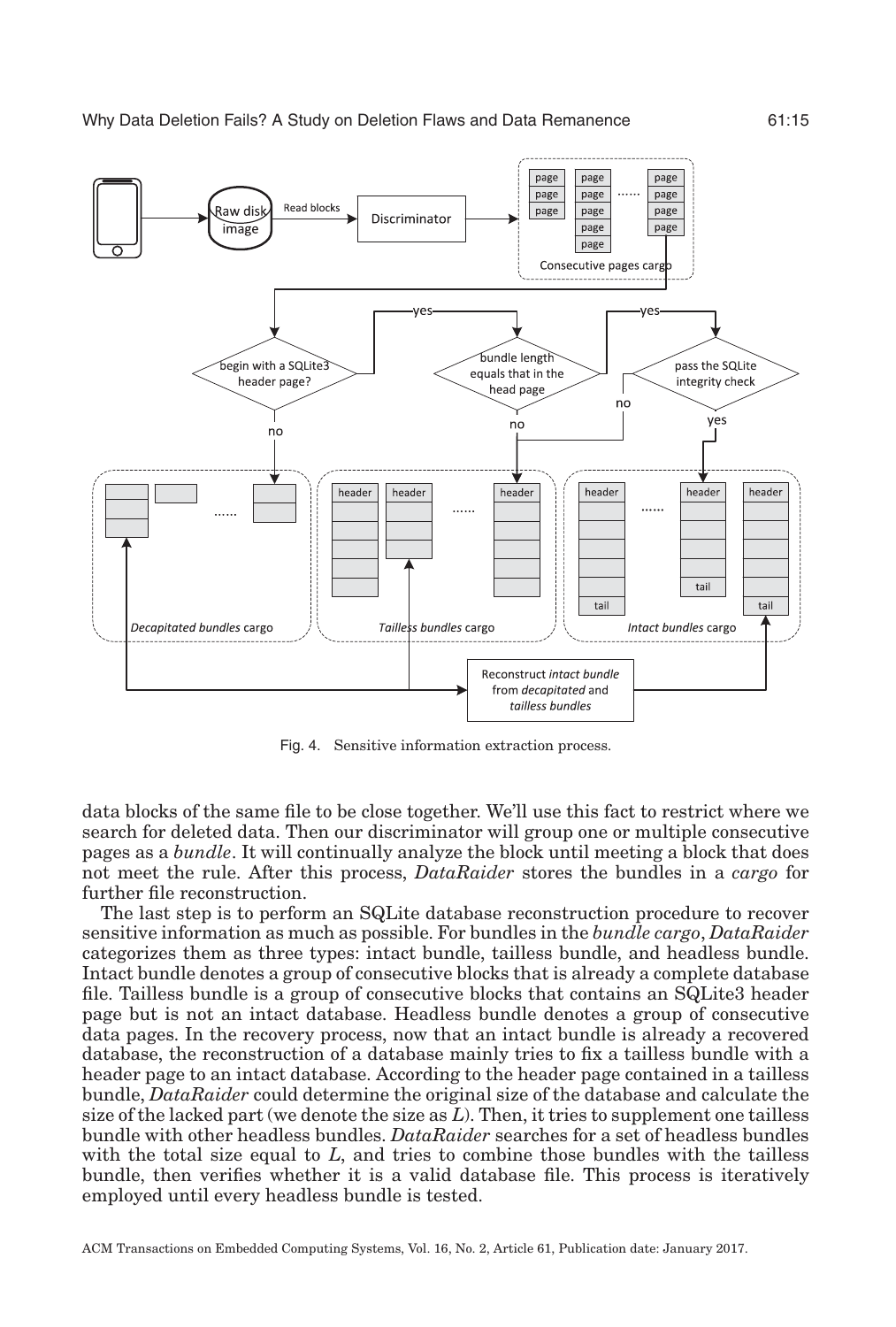Fig. 4. Sensitive information extraction process.

data blocks of the same file to be close together. We'll use this fact to restrict where we search for deleted data. Then our discriminator will group one or multiple consecutive pages as a *bundle*. It will continually analyze the block until meeting a block that does not meet the rule. After this process, *DataRaider* stores the bundles in a *cargo* for further file reconstruction.

The last step is to perform an SQLite database reconstruction procedure to recover sensitive information as much as possible. For bundles in the *bundle cargo*, *DataRaider* categorizes them as three types: intact bundle, tailless bundle, and headless bundle. Intact bundle denotes a group of consecutive blocks that is already a complete database file. Tailless bundle is a group of consecutive blocks that contains an SQLite3 header page but is not an intact database. Headless bundle denotes a group of consecutive data pages. In the recovery process, now that an intact bundle is already a recovered database, the reconstruction of a database mainly tries to fix a tailless bundle with a header page to an intact database. According to the header page contained in a tailless bundle, *DataRaider* could determine the original size of the database and calculate the size of the lacked part (we denote the size as $L$). Then, it tries to supplement one tailless bundle with other headless bundles. *DataRaider* searches for a set of headless bundles with the total size equal to $L$, and tries to combine those bundles with the tailless bundle, then verifies whether it is a valid database file. This process is iteratively employed until every headless bundle is tested.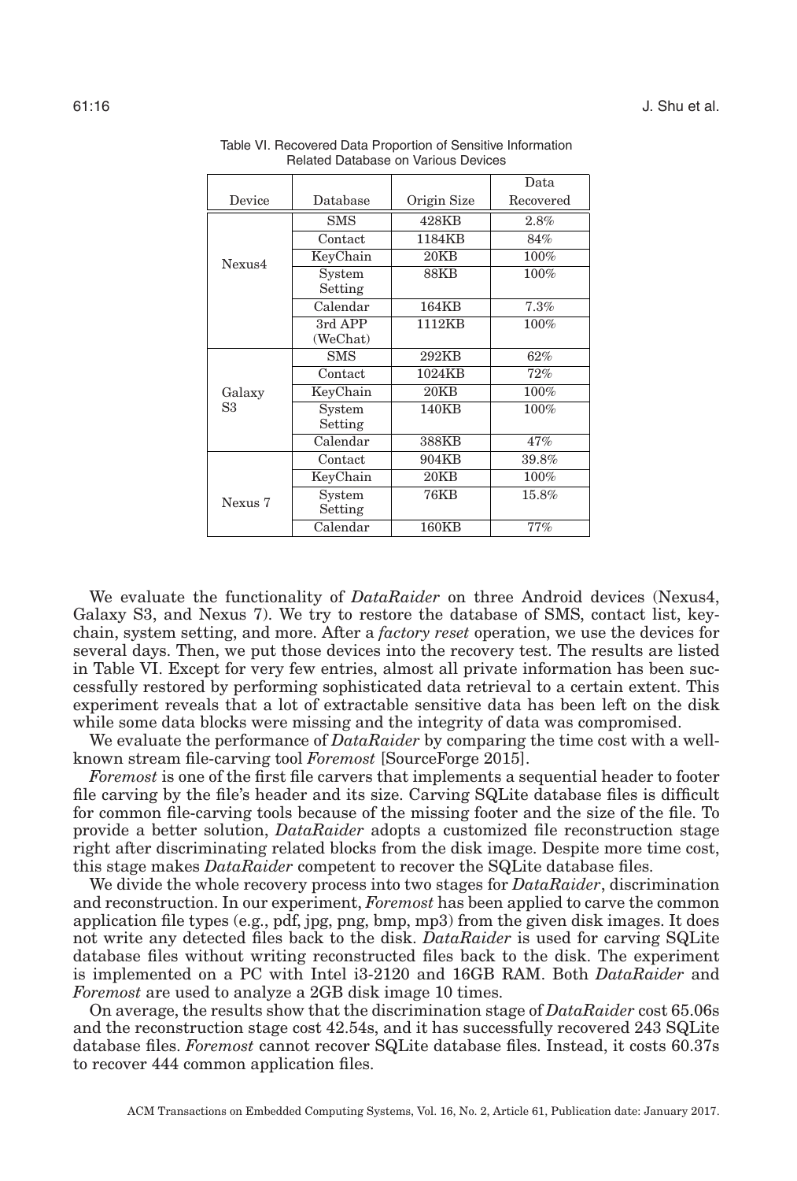Table VI. Recovered Data Proportion of Sensitive Information Related Database on Various Devices

| Device | Database | Origin Size | Data Recovered |
|---|---|---|---|
| Nexus4 | SMS | 428KB | 2.8% |
| | Contact | 1184KB | 84% |
| | KeyChain | 20KB | 100% |
| | System Setting | 88KB | 100% |
| | Calendar | 164KB | 7.3% |
| | 3rd APP (WeChat) | 1112KB | 100% |
| Galaxy S3 | SMS | 292KB | 62% |
| | Contact | 1024KB | 72% |
| | KeyChain | 20KB | 100% |
| | System Setting | 140KB | 100% |
| | Calendar | 388KB | 47% |
| Nexus 7 | Contact | 904KB | 39.8% |
| | KeyChain | 20KB | 100% |
| | System Setting | 76KB | 15.8% |
| | Calendar | 160KB | 77% |

We evaluate the functionality of *DataRaider* on three Android devices (Nexus4, Galaxy S3, and Nexus 7). We try to restore the database of SMS, contact list, keychain, system setting, and more. After a *factory reset* operation, we use the devices for several days. Then, we put those devices into the recovery test. The results are listed in Table VI. Except for very few entries, almost all private information has been successfully restored by performing sophisticated data retrieval to a certain extent. This experiment reveals that a lot of extractable sensitive data has been left on the disk while some data blocks were missing and the integrity of data was compromised.

We evaluate the performance of *DataRaider* by comparing the time cost with a well-known stream file-carving tool *Foremost* [SourceForge 2015].

*Foremost* is one of the first file carvers that implements a sequential header to footer file carving by the file's header and its size. Carving SQLite database files is difficult for common file-carving tools because of the missing footer and the size of the file. To provide a better solution, *DataRaider* adopts a customized file reconstruction stage right after discriminating related blocks from the disk image. Despite more time cost, this stage makes *DataRaider* competent to recover the SQLite database files.

We divide the whole recovery process into two stages for *DataRaider*, discrimination and reconstruction. In our experiment, *Foremost* has been applied to carve the common application file types (e.g., pdf, jpg, png, bmp, mp3) from the given disk images. It does not write any detected files back to the disk. *DataRaider* is used for carving SQLite database files without writing reconstructed files back to the disk. The experiment is implemented on a PC with Intel i3-2120 and 16GB RAM. Both *DataRaider* and *Foremost* are used to analyze a 2GB disk image 10 times.

On average, the results show that the discrimination stage of *DataRaider* cost 65.06s and the reconstruction stage cost 42.54s, and it has successfully recovered 243 SQLite database files. *Foremost* cannot recover SQLite database files. Instead, it costs 60.37s to recover 444 common application files.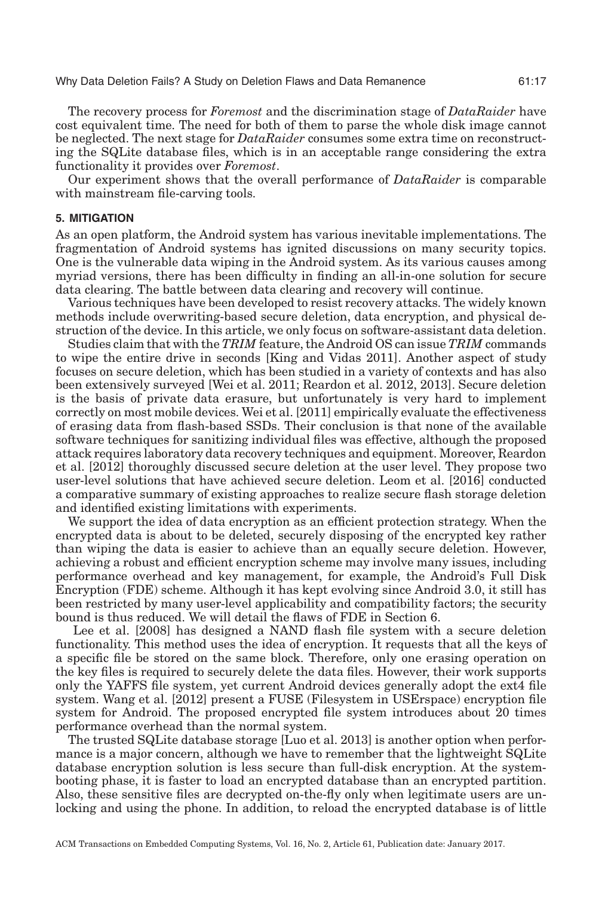The recovery process for *Foremost* and the discrimination stage of *DataRaider* have cost equivalent time. The need for both of them to parse the whole disk image cannot be neglected. The next stage for *DataRaider* consumes some extra time on reconstructing the SQLite database files, which is in an acceptable range considering the extra functionality it provides over *Foremost*.

Our experiment shows that the overall performance of *DataRaider* is comparable with mainstream file-carving tools.

## 5. MITIGATION

As an open platform, the Android system has various inevitable implementations. The fragmentation of Android systems has ignited discussions on many security topics. One is the vulnerable data wiping in the Android system. As its various causes among myriad versions, there has been difficulty in finding an all-in-one solution for secure data clearing. The battle between data clearing and recovery will continue.

Various techniques have been developed to resist recovery attacks. The widely known methods include overwriting-based secure deletion, data encryption, and physical destruction of the device. In this article, we only focus on software-assistant data deletion.

Studies claim that with the *TRIM* feature, the Android OS can issue *TRIM* commands to wipe the entire drive in seconds [King and Vidas 2011]. Another aspect of study focuses on secure deletion, which has been studied in a variety of contexts and has also been extensively surveyed [Wei et al. 2011; Reardon et al. 2012, 2013]. Secure deletion is the basis of private data erasure, but unfortunately is very hard to implement correctly on most mobile devices. Wei et al. [2011] empirically evaluate the effectiveness of erasing data from flash-based SSDs. Their conclusion is that none of the available software techniques for sanitizing individual files was effective, although the proposed attack requires laboratory data recovery techniques and equipment. Moreover, Reardon et al. [2012] thoroughly discussed secure deletion at the user level. They propose two user-level solutions that have achieved secure deletion. Leom et al. [2016] conducted a comparative summary of existing approaches to realize secure flash storage deletion and identified existing limitations with experiments.

We support the idea of data encryption as an efficient protection strategy. When the encrypted data is about to be deleted, securely disposing of the encrypted key rather than wiping the data is easier to achieve than an equally secure deletion. However, achieving a robust and efficient encryption scheme may involve many issues, including performance overhead and key management, for example, the Android's Full Disk Encryption (FDE) scheme. Although it has kept evolving since Android 3.0, it still has been restricted by many user-level applicability and compatibility factors; the security bound is thus reduced. We will detail the flaws of FDE in Section 6.

Lee et al. [2008] has designed a NAND flash file system with a secure deletion functionality. This method uses the idea of encryption. It requests that all the keys of a specific file be stored on the same block. Therefore, only one erasing operation on the key files is required to securely delete the data files. However, their work supports only the YAFFS file system, yet current Android devices generally adopt the ext4 file system. Wang et al. [2012] present a FUSE (Filesystem in USErspace) encryption file system for Android. The proposed encrypted file system introduces about 20 times performance overhead than the normal system.

The trusted SQLite database storage [Luo et al. 2013] is another option when performance is a major concern, although we have to remember that the lightweight SQLite database encryption solution is less secure than full-disk encryption. At the system-booting phase, it is faster to load an encrypted database than an encrypted partition. Also, these sensitive files are decrypted on-the-fly only when legitimate users are unlocking and using the phone. In addition, to reload the encrypted database is of little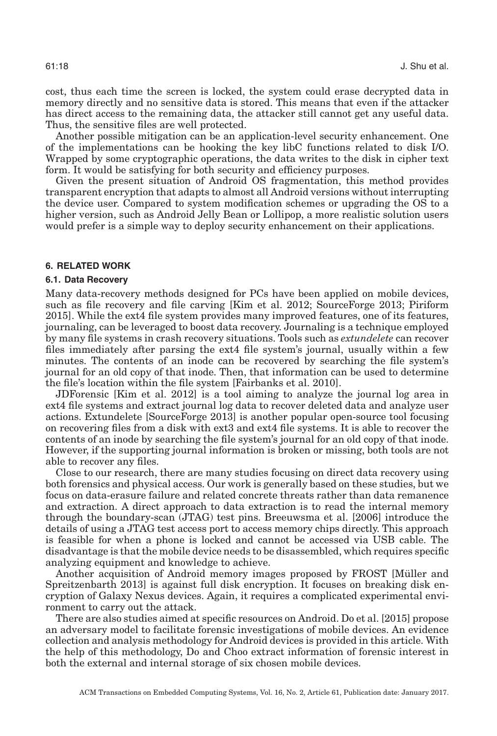cost, thus each time the screen is locked, the system could erase decrypted data in memory directly and no sensitive data is stored. This means that even if the attacker has direct access to the remaining data, the attacker still cannot get any useful data. Thus, the sensitive files are well protected.

Another possible mitigation can be an application-level security enhancement. One of the implementations can be hooking the key libC functions related to disk I/O. Wrapped by some cryptographic operations, the data writes to the disk in cipher text form. It would be satisfying for both security and efficiency purposes.

Given the present situation of Android OS fragmentation, this method provides transparent encryption that adapts to almost all Android versions without interrupting the device user. Compared to system modification schemes or upgrading the OS to a higher version, such as Android Jelly Bean or Lollipop, a more realistic solution users would prefer is a simple way to deploy security enhancement on their applications.

## 6. RELATED WORK

### 6.1. Data Recovery

Many data-recovery methods designed for PCs have been applied on mobile devices, such as file recovery and file carving [Kim et al. 2012; SourceForge 2013; Piriform 2015]. While the ext4 file system provides many improved features, one of its features, journaling, can be leveraged to boost data recovery. Journaling is a technique employed by many file systems in crash recovery situations. Tools such as *extundelete* can recover files immediately after parsing the ext4 file system's journal, usually within a few minutes. The contents of an inode can be recovered by searching the file system's journal for an old copy of that inode. Then, that information can be used to determine the file's location within the file system [Fairbanks et al. 2010].

JDForensic [Kim et al. 2012] is a tool aiming to analyze the journal log area in ext4 file systems and extract journal log data to recover deleted data and analyze user actions. Extundelete [SourceForge 2013] is another popular open-source tool focusing on recovering files from a disk with ext3 and ext4 file systems. It is able to recover the contents of an inode by searching the file system's journal for an old copy of that inode. However, if the supporting journal information is broken or missing, both tools are not able to recover any files.

Close to our research, there are many studies focusing on direct data recovery using both forensics and physical access. Our work is generally based on these studies, but we focus on data-erasure failure and related concrete threats rather than data remanence and extraction. A direct approach to data extraction is to read the internal memory through the boundary-scan (JTAG) test pins. Breeuwsma et al. [2006] introduce the details of using a JTAG test access port to access memory chips directly. This approach is feasible for when a phone is locked and cannot be accessed via USB cable. The disadvantage is that the mobile device needs to be disassembled, which requires specific analyzing equipment and knowledge to achieve.

Another acquisition of Android memory images proposed by FROST [Müller and Spreitzenbarth 2013] is against full disk encryption. It focuses on breaking disk encryption of Galaxy Nexus devices. Again, it requires a complicated experimental environment to carry out the attack.

There are also studies aimed at specific resources on Android. Do et al. [2015] propose an adversary model to facilitate forensic investigations of mobile devices. An evidence collection and analysis methodology for Android devices is provided in this article. With the help of this methodology, Do and Choo extract information of forensic interest in both the external and internal storage of six chosen mobile devices.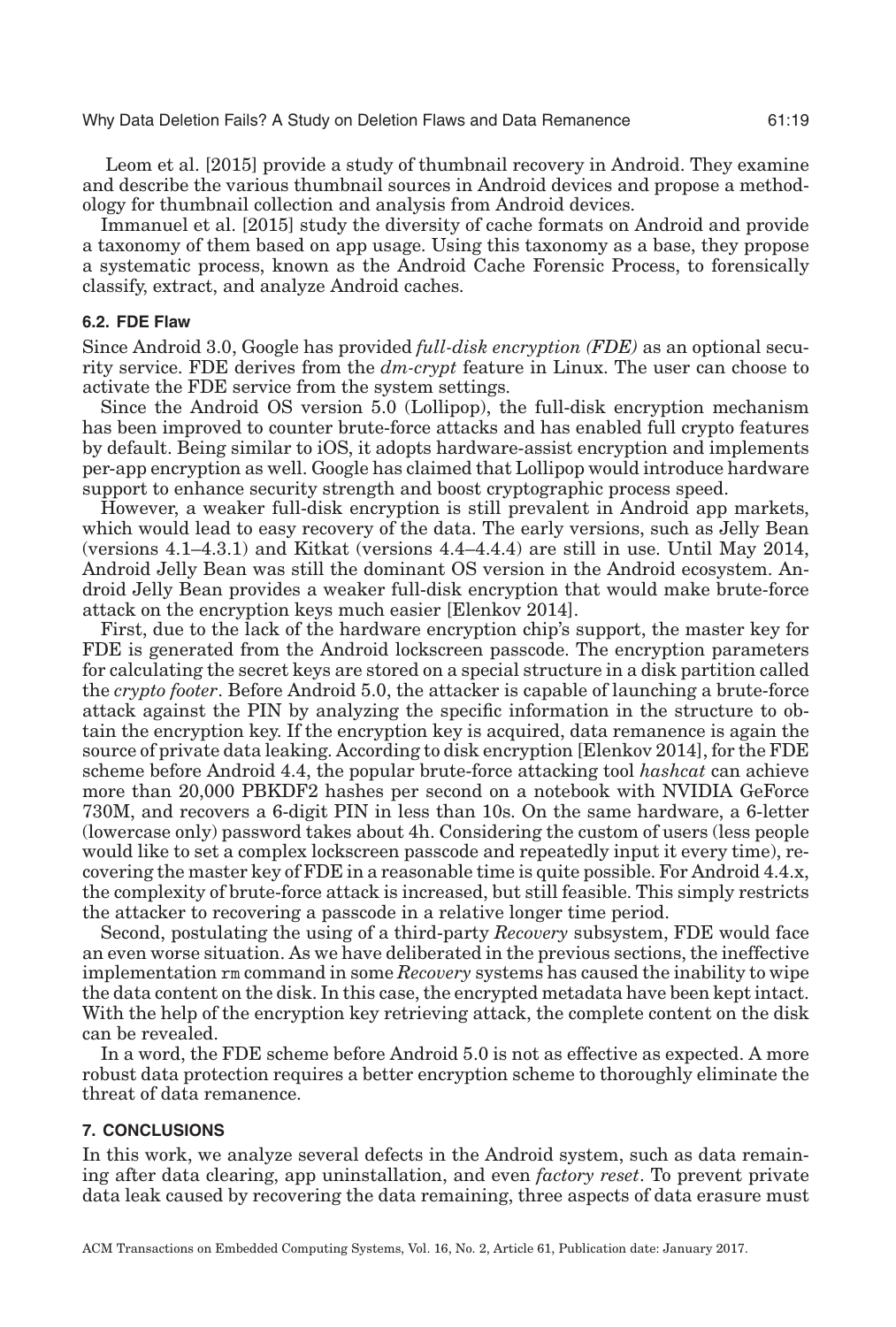Leom et al. [2015] provide a study of thumbnail recovery in Android. They examine and describe the various thumbnail sources in Android devices and propose a methodology for thumbnail collection and analysis from Android devices.

Immanuel et al. [2015] study the diversity of cache formats on Android and provide a taxonomy of them based on app usage. Using this taxonomy as a base, they propose a systematic process, known as the Android Cache Forensic Process, to forensically classify, extract, and analyze Android caches.

### 6.2. FDE Flaw

Since Android 3.0, Google has provided *full-disk encryption (FDE)* as an optional security service. FDE derives from the *dm-crypt* feature in Linux. The user can choose to activate the FDE service from the system settings.

Since the Android OS version 5.0 (Lollipop), the full-disk encryption mechanism has been improved to counter brute-force attacks and has enabled full crypto features by default. Being similar to iOS, it adopts hardware-assist encryption and implements per-app encryption as well. Google has claimed that Lollipop would introduce hardware support to enhance security strength and boost cryptographic process speed.

However, a weaker full-disk encryption is still prevalent in Android app markets, which would lead to easy recovery of the data. The early versions, such as Jelly Bean (versions 4.1–4.3.1) and Kitkat (versions 4.4–4.4.4) are still in use. Until May 2014, Android Jelly Bean was still the dominant OS version in the Android ecosystem. Android Jelly Bean provides a weaker full-disk encryption that would make brute-force attack on the encryption keys much easier [Elenkov 2014].

First, due to the lack of the hardware encryption chip's support, the master key for FDE is generated from the Android lockscreen passcode. The encryption parameters for calculating the secret keys are stored on a special structure in a disk partition called the *crypto footer*. Before Android 5.0, the attacker is capable of launching a brute-force attack against the PIN by analyzing the specific information in the structure to obtain the encryption key. If the encryption key is acquired, data remanence is again the source of private data leaking. According to disk encryption [Elenkov 2014], for the FDE scheme before Android 4.4, the popular brute-force attacking tool *hashcat* can achieve more than 20,000 PBKDF2 hashes per second on a notebook with NVIDIA GeForce 730M, and recovers a 6-digit PIN in less than 10s. On the same hardware, a 6-letter (lowercase only) password takes about 4h. Considering the custom of users (less people would like to set a complex lockscreen passcode and repeatedly input it every time), recovering the master key of FDE in a reasonable time is quite possible. For Android 4.4.x, the complexity of brute-force attack is increased, but still feasible. This simply restricts the attacker to recovering a passcode in a relative longer time period.

Second, postulating the using of a third-party *Recovery* subsystem, FDE would face an even worse situation. As we have deliberated in the previous sections, the ineffective implementation `rm` command in some *Recovery* systems has caused the inability to wipe the data content on the disk. In this case, the encrypted metadata have been kept intact. With the help of the encryption key retrieving attack, the complete content on the disk can be revealed.

In a word, the FDE scheme before Android 5.0 is not as effective as expected. A more robust data protection requires a better encryption scheme to thoroughly eliminate the threat of data remanence.

## 7. CONCLUSIONS

In this work, we analyze several defects in the Android system, such as data remaining after data clearing, app uninstallation, and even *factory reset*. To prevent private data leak caused by recovering the data remaining, three aspects of data erasure must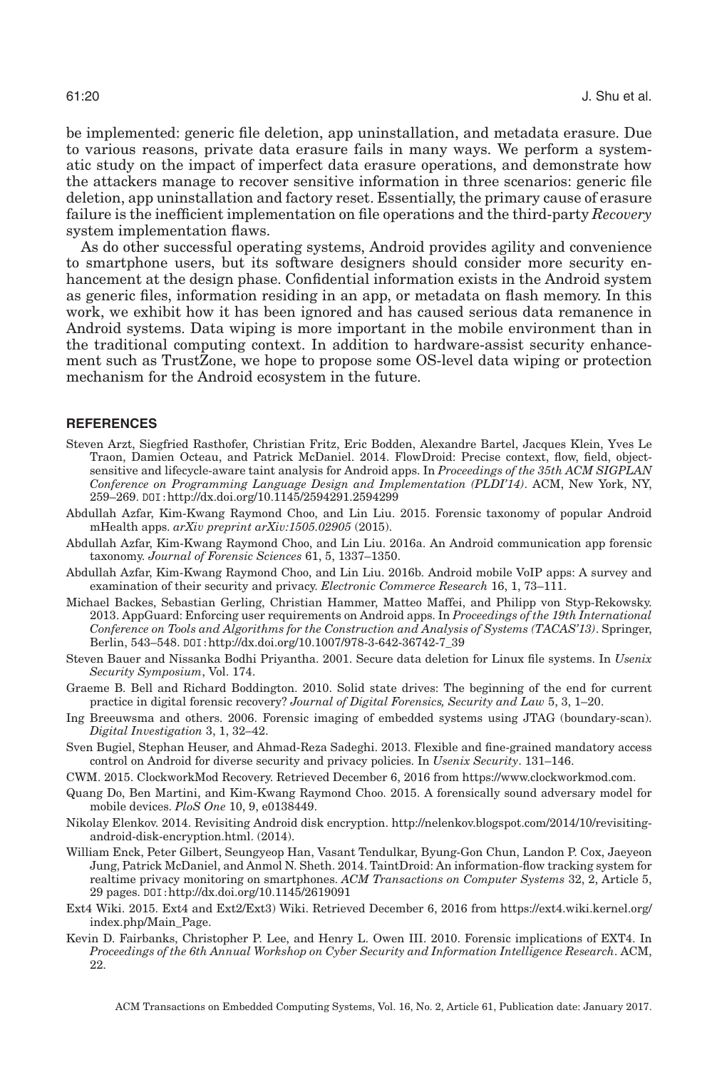be implemented: generic file deletion, app uninstallation, and metadata erasure. Due to various reasons, private data erasure fails in many ways. We perform a systematic study on the impact of imperfect data erasure operations, and demonstrate how the attackers manage to recover sensitive information in three scenarios: generic file deletion, app uninstallation and factory reset. Essentially, the primary cause of erasure failure is the inefficient implementation on file operations and the third-party *Recovery* system implementation flaws.

As do other successful operating systems, Android provides agility and convenience to smartphone users, but its software designers should consider more security enhancement at the design phase. Confidential information exists in the Android system as generic files, information residing in an app, or metadata on flash memory. In this work, we exhibit how it has been ignored and has caused serious data remanence in Android systems. Data wiping is more important in the mobile environment than in the traditional computing context. In addition to hardware-assist security enhancement such as TrustZone, we hope to propose some OS-level data wiping or protection mechanism for the Android ecosystem in the future.

## REFERENCES

Steven Arzt, Siegfried Rasthofer, Christian Fritz, Eric Bodden, Alexandre Bartel, Jacques Klein, Yves Le Traon, Damien Octeau, and Patrick McDaniel. 2014. FlowDroid: Precise context, flow, field, object-sensitive and lifecycle-aware taint analysis for Android apps. In *Proceedings of the 35th ACM SIGPLAN Conference on Programming Language Design and Implementation (PLDI'14)*. ACM, New York, NY, 259–269. DOI:http://dx.doi.org/10.1145/2594291.2594299

Abdullah Azfar, Kim-Kwang Raymond Choo, and Lin Liu. 2015. Forensic taxonomy of popular Android mHealth apps. *arXiv preprint arXiv:1505.02905* (2015).

Abdullah Azfar, Kim-Kwang Raymond Choo, and Lin Liu. 2016a. An Android communication app forensic taxonomy. *Journal of Forensic Sciences* 61, 5, 1337–1350.

Abdullah Azfar, Kim-Kwang Raymond Choo, and Lin Liu. 2016b. Android mobile VoIP apps: A survey and examination of their security and privacy. *Electronic Commerce Research* 16, 1, 73–111.

Michael Backes, Sebastian Gerling, Christian Hammer, Matteo Maffei, and Philipp von Styp-Rekowsky. 2013. AppGuard: Enforcing user requirements on Android apps. In *Proceedings of the 19th International Conference on Tools and Algorithms for the Construction and Analysis of Systems (TACAS'13)*. Springer, Berlin, 543–548. DOI:http://dx.doi.org/10.1007/978-3-642-36742-7_39

Steven Bauer and Nissanka Bodhi Priyantha. 2001. Secure data deletion for Linux file systems. In *Usenix Security Symposium*, Vol. 174.

Graeme B. Bell and Richard Boddington. 2010. Solid state drives: The beginning of the end for current practice in digital forensic recovery? *Journal of Digital Forensics, Security and Law* 5, 3, 1–20.

Ing Breeuwsma and others. 2006. Forensic imaging of embedded systems using JTAG (boundary-scan). *Digital Investigation* 3, 1, 32–42.

Sven Bugiel, Stephan Heuser, and Ahmad-Reza Sadeghi. 2013. Flexible and fine-grained mandatory access control on Android for diverse security and privacy policies. In *Usenix Security*. 131–146.

CWM. 2015. ClockworkMod Recovery. Retrieved December 6, 2016 from https://www.clockworkmod.com.

Quang Do, Ben Martini, and Kim-Kwang Raymond Choo. 2015. A forensically sound adversary model for mobile devices. *PloS One* 10, 9, e0138449.

Nikolay Elenkov. 2014. Revisiting Android disk encryption. http://nelenkov.blogspot.com/2014/10/revisiting-android-disk-encryption.html. (2014).

William Enck, Peter Gilbert, Seungyeop Han, Vasant Tendulkar, Byung-Gon Chun, Landon P. Cox, Jaeyeon Jung, Patrick McDaniel, and Anmol N. Sheth. 2014. TaintDroid: An information-flow tracking system for realtime privacy monitoring on smartphones. *ACM Transactions on Computer Systems* 32, 2, Article 5, 29 pages. DOI:http://dx.doi.org/10.1145/2619091

Ext4 Wiki. 2015. Ext4 and Ext2/Ext3) Wiki. Retrieved December 6, 2016 from https://ext4.wiki.kernel.org/index.php/Main_Page.

Kevin D. Fairbanks, Christopher P. Lee, and Henry L. Owen III. 2010. Forensic implications of EXT4. In *Proceedings of the 6th Annual Workshop on Cyber Security and Information Intelligence Research*. ACM, 22.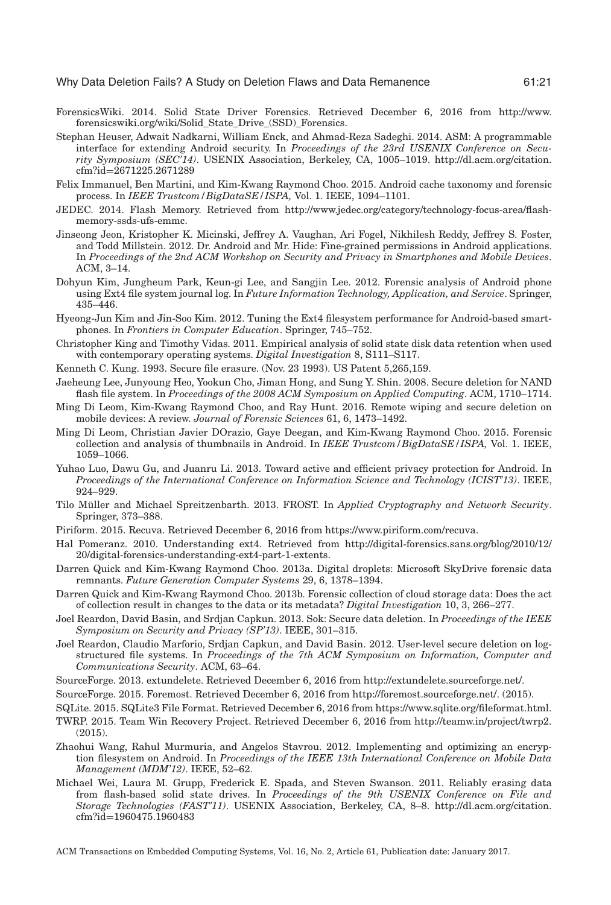ForensicsWiki. 2014. Solid State Driver Forensics. Retrieved December 6, 2016 from http://www.forensicswiki.org/wiki/Solid_State_Drive_(SSD)_Forensics.

Stephan Heuser, Adwait Nadkarni, William Enck, and Ahmad-Reza Sadeghi. 2014. ASM: A programmable interface for extending Android security. In *Proceedings of the 23rd USENIX Conference on Security Symposium (SEC'14)*. USENIX Association, Berkeley, CA, 1005–1019. http://dl.acm.org/citation.cfm?id=2671225.2671289

Felix Immanuel, Ben Martini, and Kim-Kwang Raymond Choo. 2015. Android cache taxonomy and forensic process. In *IEEE Trustcom/BigDataSE/ISPA,* Vol. 1. IEEE, 1094–1101.

JEDEC. 2014. Flash Memory. Retrieved from http://www.jedec.org/category/technology-focus-area/flash-memory-ssds-ufs-emmc.

Jinseong Jeon, Kristopher K. Micinski, Jeffrey A. Vaughan, Ari Fogel, Nikhilesh Reddy, Jeffrey S. Foster, and Todd Millstein. 2012. Dr. Android and Mr. Hide: Fine-grained permissions in Android applications. In *Proceedings of the 2nd ACM Workshop on Security and Privacy in Smartphones and Mobile Devices*. ACM, 3–14.

Dohyun Kim, Jungheum Park, Keun-gi Lee, and Sangjin Lee. 2012. Forensic analysis of Android phone using Ext4 file system journal log. In *Future Information Technology, Application, and Service*. Springer, 435–446.

Hyeong-Jun Kim and Jin-Soo Kim. 2012. Tuning the Ext4 filesystem performance for Android-based smartphones. In *Frontiers in Computer Education*. Springer, 745–752.

Christopher King and Timothy Vidas. 2011. Empirical analysis of solid state disk data retention when used with contemporary operating systems. *Digital Investigation* 8, S111–S117.

Kenneth C. Kung. 1993. Secure file erasure. (Nov. 23 1993). US Patent 5,265,159.

Jaeheung Lee, Junyoung Heo, Yookun Cho, Jiman Hong, and Sung Y. Shin. 2008. Secure deletion for NAND flash file system. In *Proceedings of the 2008 ACM Symposium on Applied Computing*. ACM, 1710–1714.

Ming Di Leom, Kim-Kwang Raymond Choo, and Ray Hunt. 2016. Remote wiping and secure deletion on mobile devices: A review. *Journal of Forensic Sciences* 61, 6, 1473–1492.

Ming Di Leom, Christian Javier DOrazio, Gaye Deegan, and Kim-Kwang Raymond Choo. 2015. Forensic collection and analysis of thumbnails in Android. In *IEEE Trustcom/BigDataSE/ISPA,* Vol. 1. IEEE, 1059–1066.

Yuhao Luo, Dawu Gu, and Juanru Li. 2013. Toward active and efficient privacy protection for Android. In *Proceedings of the International Conference on Information Science and Technology (ICIST'13)*. IEEE, 924–929.

Tilo Müller and Michael Spreitzenbarth. 2013. FROST. In *Applied Cryptography and Network Security*. Springer, 373–388.

Piriform. 2015. Recuva. Retrieved December 6, 2016 from https://www.piriform.com/recuva.

Hal Pomeranz. 2010. Understanding ext4. Retrieved from http://digital-forensics.sans.org/blog/2010/12/20/digital-forensics-understanding-ext4-part-1-extents.

Darren Quick and Kim-Kwang Raymond Choo. 2013a. Digital droplets: Microsoft SkyDrive forensic data remnants. *Future Generation Computer Systems* 29, 6, 1378–1394.

Darren Quick and Kim-Kwang Raymond Choo. 2013b. Forensic collection of cloud storage data: Does the act of collection result in changes to the data or its metadata? *Digital Investigation* 10, 3, 266–277.

Joel Reardon, David Basin, and Srdjan Capkun. 2013. Sok: Secure data deletion. In *Proceedings of the IEEE Symposium on Security and Privacy (SP'13)*. IEEE, 301–315.

Joel Reardon, Claudio Marforio, Srdjan Capkun, and David Basin. 2012. User-level secure deletion on log-structured file systems. In *Proceedings of the 7th ACM Symposium on Information, Computer and Communications Security*. ACM, 63–64.

SourceForge. 2013. extundelete. Retrieved December 6, 2016 from http://extundelete.sourceforge.net/.

SourceForge. 2015. Foremost. Retrieved December 6, 2016 from http://foremost.sourceforge.net/. (2015).

SQLite. 2015. SQLite3 File Format. Retrieved December 6, 2016 from https://www.sqlite.org/fileformat.html.

TWRP. 2015. Team Win Recovery Project. Retrieved December 6, 2016 from http://teamw.in/project/twrp2. (2015).

Zhaohui Wang, Rahul Murmuria, and Angelos Stavrou. 2012. Implementing and optimizing an encryption filesystem on Android. In *Proceedings of the IEEE 13th International Conference on Mobile Data Management (MDM'12)*. IEEE, 52–62.

Michael Wei, Laura M. Grupp, Frederick E. Spada, and Steven Swanson. 2011. Reliably erasing data from flash-based solid state drives. In *Proceedings of the 9th USENIX Conference on File and Storage Technologies (FAST'11)*. USENIX Association, Berkeley, CA, 8–8. http://dl.acm.org/citation.cfm?id=1960475.1960483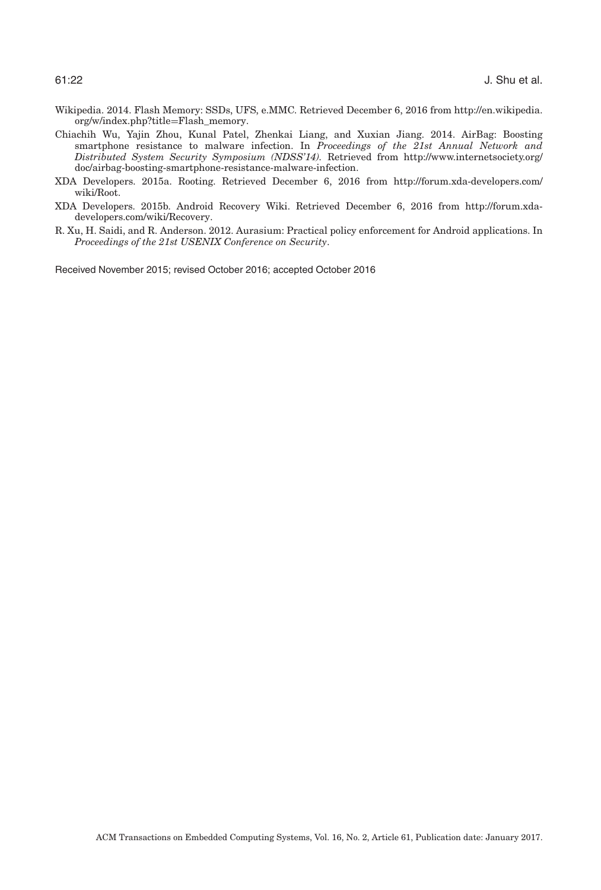Wikipedia. 2014. Flash Memory: SSDs, UFS, e.MMC. Retrieved December 6, 2016 from http://en.wikipedia.org/w/index.php?title=Flash_memory.

Chiachih Wu, Yajin Zhou, Kunal Patel, Zhenkai Liang, and Xuxian Jiang. 2014. AirBag: Boosting smartphone resistance to malware infection. In *Proceedings of the 21st Annual Network and Distributed System Security Symposium (NDSS'14)*. Retrieved from http://www.internetsociety.org/doc/airbag-boosting-smartphone-resistance-malware-infection.

XDA Developers. 2015a. Rooting. Retrieved December 6, 2016 from http://forum.xda-developers.com/wiki/Root.

XDA Developers. 2015b. Android Recovery Wiki. Retrieved December 6, 2016 from http://forum.xda-developers.com/wiki/Recovery.

R. Xu, H. Saidi, and R. Anderson. 2012. Aurasium: Practical policy enforcement for Android applications. In *Proceedings of the 21st USENIX Conference on Security*.

Received November 2015; revised October 2016; accepted October 2016